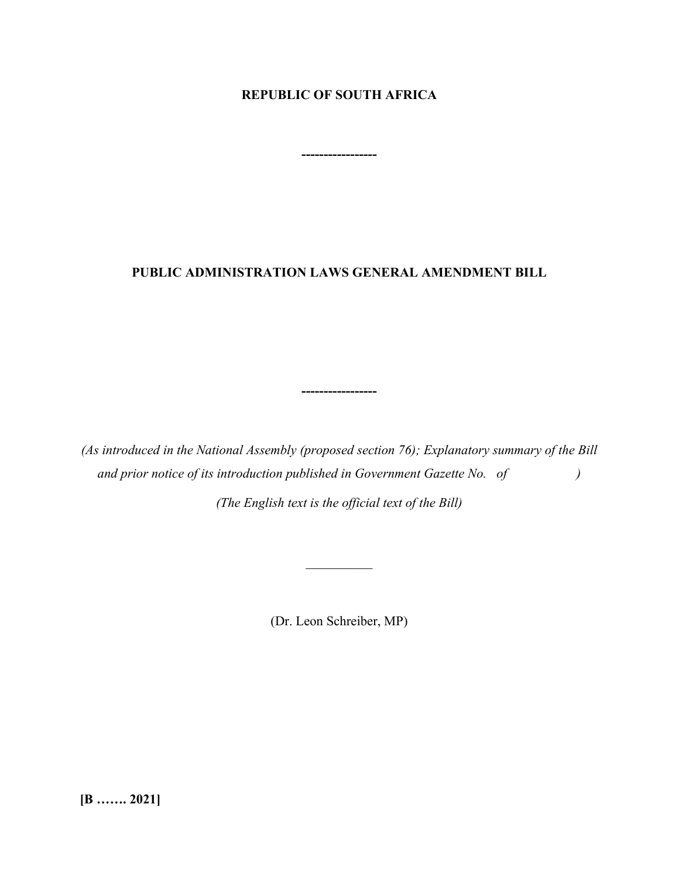**REPUBLIC OF SOUTH AFRICA**

**-----------------**

# PUBLIC ADMINISTRATION LAWS GENERAL AMENDMENT BILL

**-----------------**

*(As introduced in the National Assembly (proposed section 76); Explanatory summary of the Bill and prior notice of its introduction published in Government Gazette No. of )*

*(The English text is the official text of the Bill)*

__________

(Dr. Leon Schreiber, MP)

**[B ……. 2021]**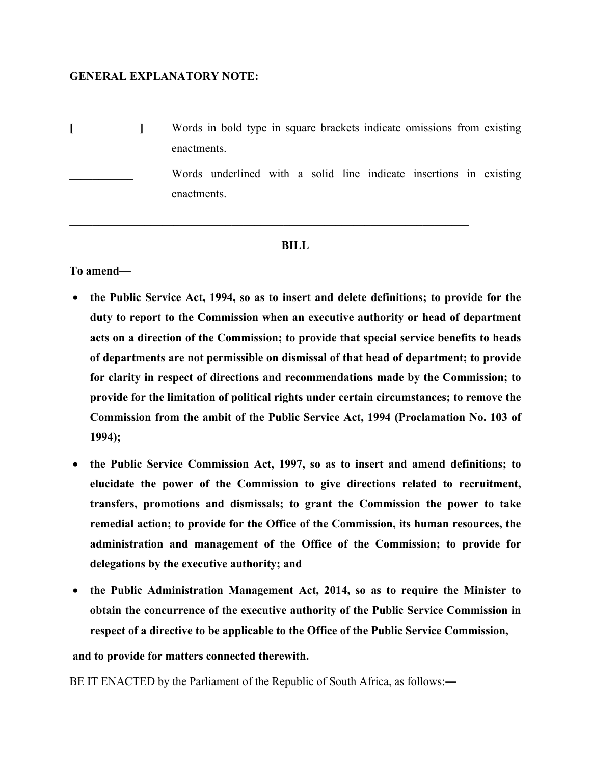**GENERAL EXPLANATORY NOTE:**

**[ ]** Words in bold type in square brackets indicate omissions from existing enactments.

\_\_\_\_\_\_\_\_\_\_\_ Words underlined with a solid line indicate insertions in existing enactments.

---

**BILL**

**To amend—**

- **the Public Service Act, 1994, so as to insert and delete definitions; to provide for the duty to report to the Commission when an executive authority or head of department acts on a direction of the Commission; to provide that special service benefits to heads of departments are not permissible on dismissal of that head of department; to provide for clarity in respect of directions and recommendations made by the Commission; to provide for the limitation of political rights under certain circumstances; to remove the Commission from the ambit of the Public Service Act, 1994 (Proclamation No. 103 of 1994);**
- **the Public Service Commission Act, 1997, so as to insert and amend definitions; to elucidate the power of the Commission to give directions related to recruitment, transfers, promotions and dismissals; to grant the Commission the power to take remedial action; to provide for the Office of the Commission, its human resources, the administration and management of the Office of the Commission; to provide for delegations by the executive authority; and**
- **the Public Administration Management Act, 2014, so as to require the Minister to obtain the concurrence of the executive authority of the Public Service Commission in respect of a directive to be applicable to the Office of the Public Service Commission,**

**and to provide for matters connected therewith.**

BE IT ENACTED by the Parliament of the Republic of South Africa, as follows:—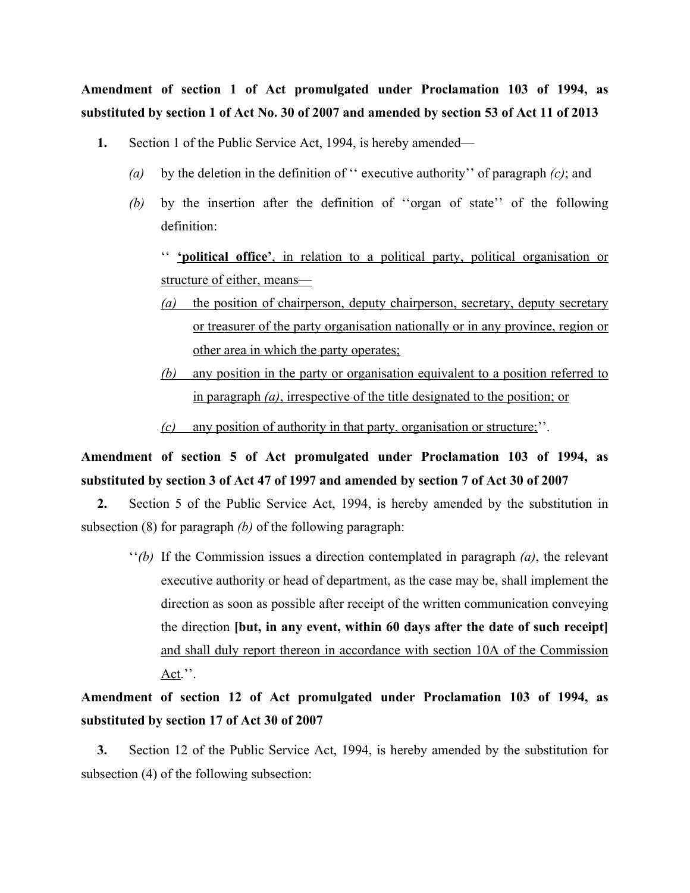**Amendment of section 1 of Act promulgated under Proclamation 103 of 1994, as substituted by section 1 of Act No. 30 of 2007 and amended by section 53 of Act 11 of 2013**

**1.** Section 1 of the Public Service Act, 1994, is hereby amended—

*(a)* by the deletion in the definition of ‘‘ executive authority’’ of paragraph *(c)*; and

*(b)* by the insertion after the definition of ‘‘organ of state’’ of the following definition:

‘‘ <u>**‘political office’**, in relation to a political party, political organisation or structure of either, means—</u>

<u>*(a)* the position of chairperson, deputy chairperson, secretary, deputy secretary or treasurer of the party organisation nationally or in any province, region or other area in which the party operates;</u>

<u>*(b)* any position in the party or organisation equivalent to a position referred to in paragraph *(a)*, irrespective of the title designated to the position; or</u>

<u>*(c)* any position of authority in that party, organisation or structure;</u>’’.

**Amendment of section 5 of Act promulgated under Proclamation 103 of 1994, as substituted by section 3 of Act 47 of 1997 and amended by section 7 of Act 30 of 2007**

**2.** Section 5 of the Public Service Act, 1994, is hereby amended by the substitution in subsection (8) for paragraph *(b)* of the following paragraph:

‘‘*(b)* If the Commission issues a direction contemplated in paragraph *(a)*, the relevant executive authority or head of department, as the case may be, shall implement the direction as soon as possible after receipt of the written communication conveying the direction **[but, in any event, within 60 days after the date of such receipt]** <u>and shall duly report thereon in accordance with section 10A of the Commission Act</u>.’’.

**Amendment of section 12 of Act promulgated under Proclamation 103 of 1994, as substituted by section 17 of Act 30 of 2007**

**3.** Section 12 of the Public Service Act, 1994, is hereby amended by the substitution for subsection (4) of the following subsection: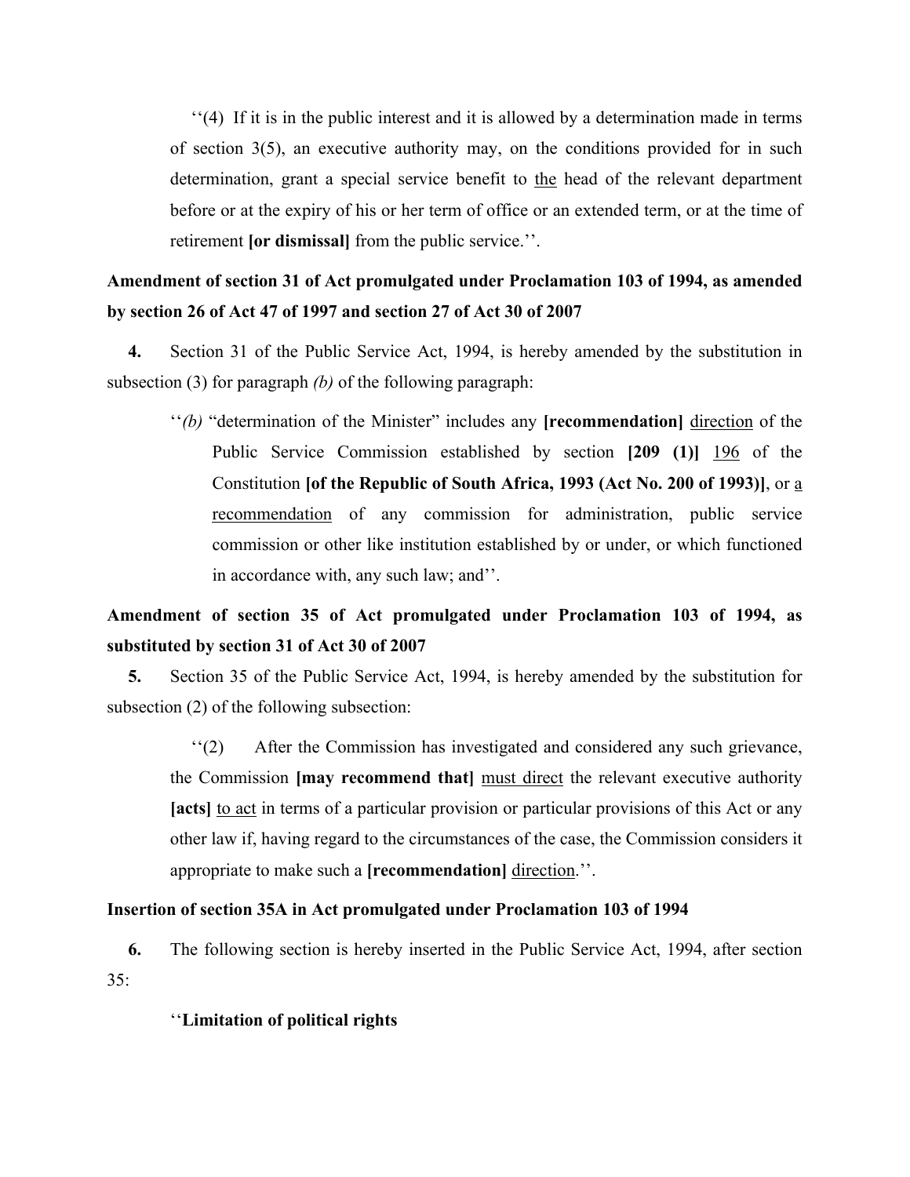''(4) If it is in the public interest and it is allowed by a determination made in terms of section 3(5), an executive authority may, on the conditions provided for in such determination, grant a special service benefit to <u>the</u> head of the relevant department before or at the expiry of his or her term of office or an extended term, or at the time of retirement **[or dismissal]** from the public service.''.

**Amendment of section 31 of Act promulgated under Proclamation 103 of 1994, as amended by section 26 of Act 47 of 1997 and section 27 of Act 30 of 2007**

**4.** Section 31 of the Public Service Act, 1994, is hereby amended by the substitution in subsection (3) for paragraph *(b)* of the following paragraph:

> ''*(b)* "determination of the Minister" includes any **[recommendation]** <u>direction</u> of the Public Service Commission established by section **[209 (1)]** <u>196</u> of the Constitution **[of the Republic of South Africa, 1993 (Act No. 200 of 1993)]**, or <u>a recommendation</u> of any commission for administration, public service commission or other like institution established by or under, or which functioned in accordance with, any such law; and''.

**Amendment of section 35 of Act promulgated under Proclamation 103 of 1994, as substituted by section 31 of Act 30 of 2007**

**5.** Section 35 of the Public Service Act, 1994, is hereby amended by the substitution for subsection (2) of the following subsection:

> ''(2) After the Commission has investigated and considered any such grievance, the Commission **[may recommend that]** <u>must direct</u> the relevant executive authority **[acts]** <u>to act</u> in terms of a particular provision or particular provisions of this Act or any other law if, having regard to the circumstances of the case, the Commission considers it appropriate to make such a **[recommendation]** <u>direction</u>.''.

**Insertion of section 35A in Act promulgated under Proclamation 103 of 1994**

**6.** The following section is hereby inserted in the Public Service Act, 1994, after section 35:

> ''**Limitation of political rights**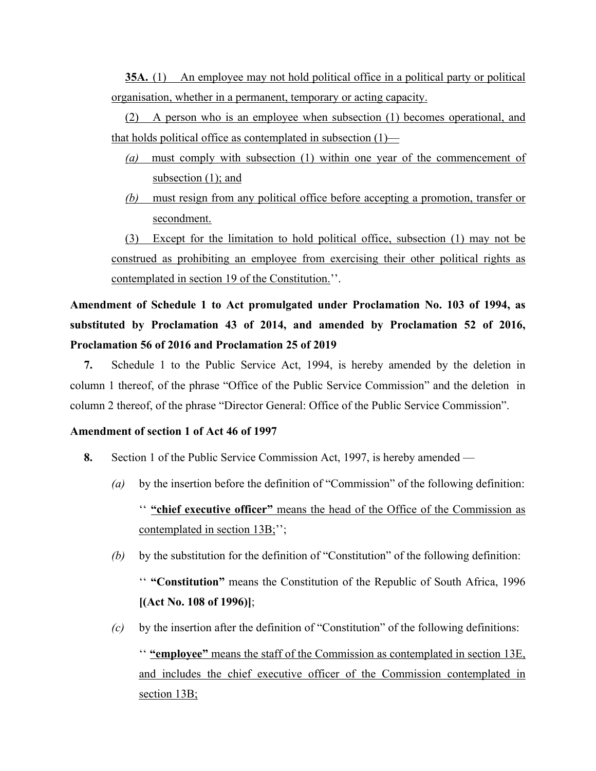**35A.** (1) An employee may not hold political office in a political party or political organisation, whether in a permanent, temporary or acting capacity.

(2) A person who is an employee when subsection (1) becomes operational, and that holds political office as contemplated in subsection (1)—

*(a)* must comply with subsection (1) within one year of the commencement of subsection (1); and

*(b)* must resign from any political office before accepting a promotion, transfer or secondment.

(3) Except for the limitation to hold political office, subsection (1) may not be construed as prohibiting an employee from exercising their other political rights as contemplated in section 19 of the Constitution.''.

**Amendment of Schedule 1 to Act promulgated under Proclamation No. 103 of 1994, as substituted by Proclamation 43 of 2014, and amended by Proclamation 52 of 2016, Proclamation 56 of 2016 and Proclamation 25 of 2019**

**7.** Schedule 1 to the Public Service Act, 1994, is hereby amended by the deletion in column 1 thereof, of the phrase "Office of the Public Service Commission" and the deletion in column 2 thereof, of the phrase "Director General: Office of the Public Service Commission".

**Amendment of section 1 of Act 46 of 1997**

**8.** Section 1 of the Public Service Commission Act, 1997, is hereby amended —

*(a)* by the insertion before the definition of "Commission" of the following definition:

'' **"chief executive officer"** means the head of the Office of the Commission as contemplated in section 13B;'';

*(b)* by the substitution for the definition of "Constitution" of the following definition:

'' **"Constitution"** means the Constitution of the Republic of South Africa, 1996 **[(Act No. 108 of 1996)]**;

*(c)* by the insertion after the definition of "Constitution" of the following definitions:

'' **"employee"** means the staff of the Commission as contemplated in section 13E, and includes the chief executive officer of the Commission contemplated in section 13B;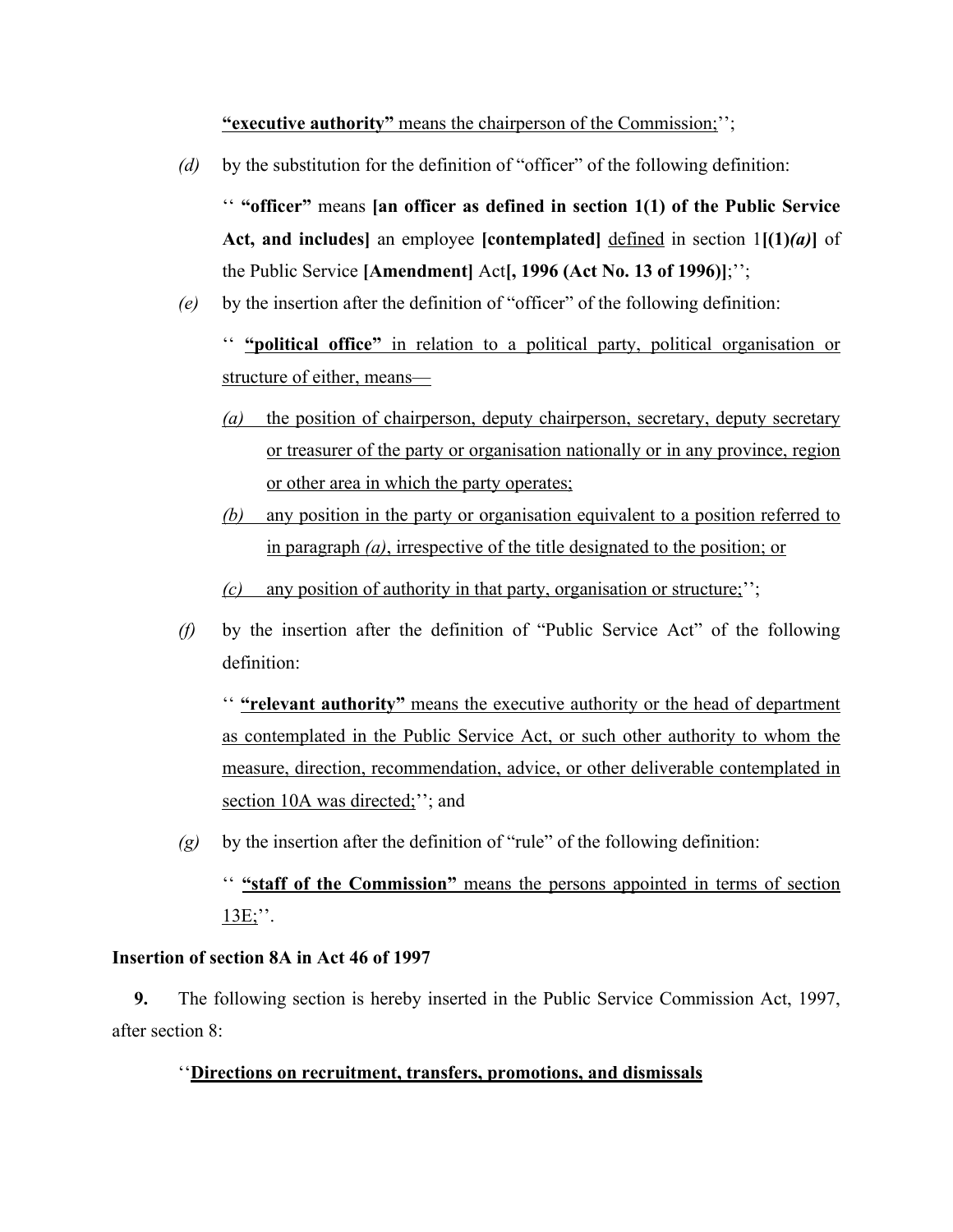**"executive authority"** means the chairperson of the Commission;'';

*(d)* by the substitution for the definition of "officer" of the following definition:

'' **"officer"** means **[an officer as defined in section 1(1) of the Public Service Act, and includes]** an employee **[contemplated]** defined in section 1**[(1)*(a)*]** of the Public Service **[Amendment]** Act**[, 1996 (Act No. 13 of 1996)]**;'';

*(e)* by the insertion after the definition of "officer" of the following definition:

'' **"political office"** in relation to a political party, political organisation or structure of either, means—

*(a)* the position of chairperson, deputy chairperson, secretary, deputy secretary or treasurer of the party or organisation nationally or in any province, region or other area in which the party operates;

*(b)* any position in the party or organisation equivalent to a position referred to in paragraph *(a)*, irrespective of the title designated to the position; or

*(c)* any position of authority in that party, organisation or structure;'';

*(f)* by the insertion after the definition of "Public Service Act" of the following definition:

'' **"relevant authority"** means the executive authority or the head of department as contemplated in the Public Service Act, or such other authority to whom the measure, direction, recommendation, advice, or other deliverable contemplated in section 10A was directed;''; and

*(g)* by the insertion after the definition of "rule" of the following definition:

'' **"staff of the Commission"** means the persons appointed in terms of section 13E;''.

**Insertion of section 8A in Act 46 of 1997**

**9.** The following section is hereby inserted in the Public Service Commission Act, 1997, after section 8:

''**Directions on recruitment, transfers, promotions, and dismissals**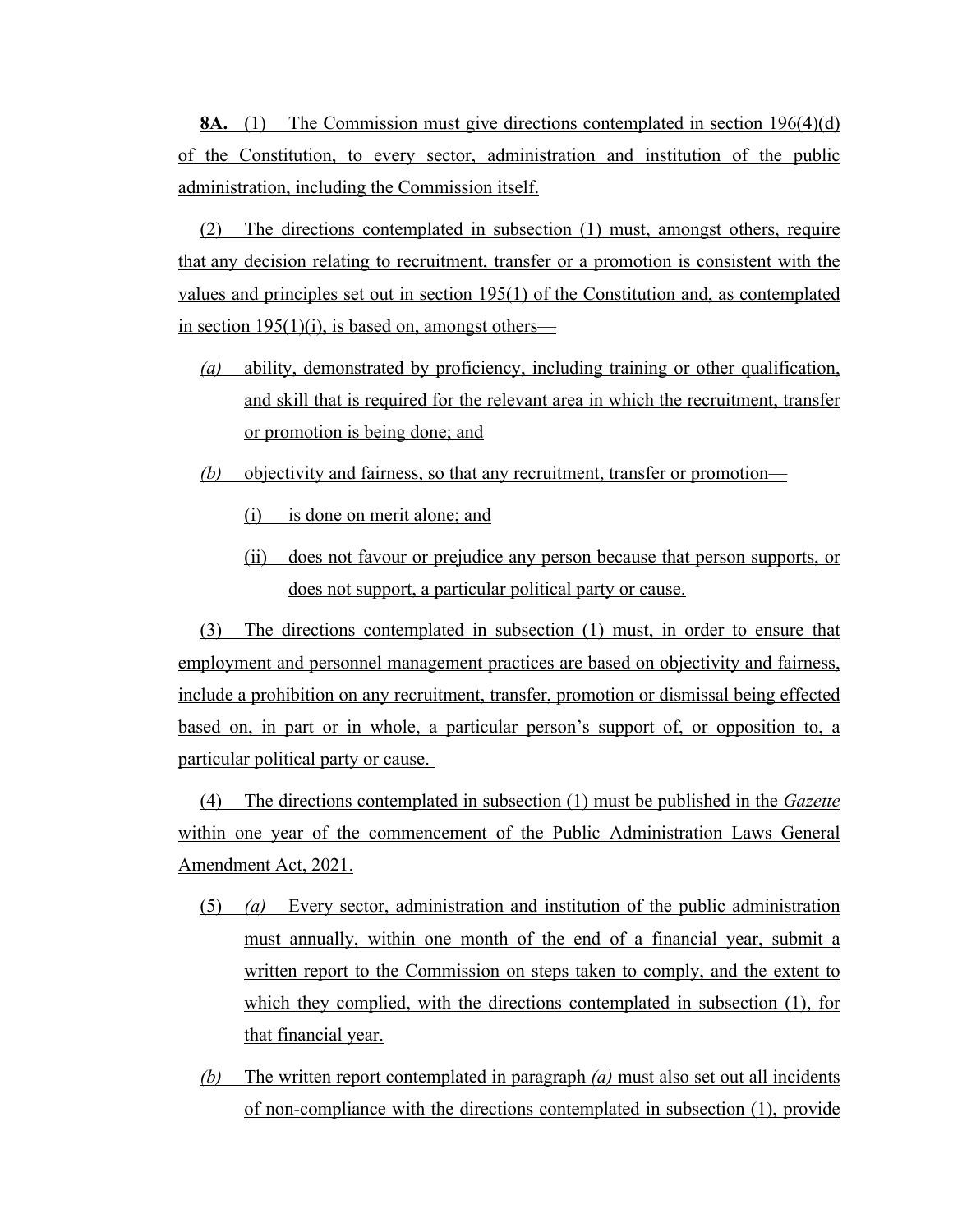**8A.** (1) The Commission must give directions contemplated in section 196(4)(d) of the Constitution, to every sector, administration and institution of the public administration, including the Commission itself.

(2) The directions contemplated in subsection (1) must, amongst others, require that any decision relating to recruitment, transfer or a promotion is consistent with the values and principles set out in section 195(1) of the Constitution and, as contemplated in section 195(1)(i), is based on, amongst others—

*(a)* ability, demonstrated by proficiency, including training or other qualification, and skill that is required for the relevant area in which the recruitment, transfer or promotion is being done; and

*(b)* objectivity and fairness, so that any recruitment, transfer or promotion—

(i) is done on merit alone; and

(ii) does not favour or prejudice any person because that person supports, or does not support, a particular political party or cause.

(3) The directions contemplated in subsection (1) must, in order to ensure that employment and personnel management practices are based on objectivity and fairness, include a prohibition on any recruitment, transfer, promotion or dismissal being effected based on, in part or in whole, a particular person's support of, or opposition to, a particular political party or cause.

(4) The directions contemplated in subsection (1) must be published in the *Gazette* within one year of the commencement of the Public Administration Laws General Amendment Act, 2021.

(5) *(a)* Every sector, administration and institution of the public administration must annually, within one month of the end of a financial year, submit a written report to the Commission on steps taken to comply, and the extent to which they complied, with the directions contemplated in subsection (1), for that financial year.

*(b)* The written report contemplated in paragraph *(a)* must also set out all incidents of non-compliance with the directions contemplated in subsection (1), provide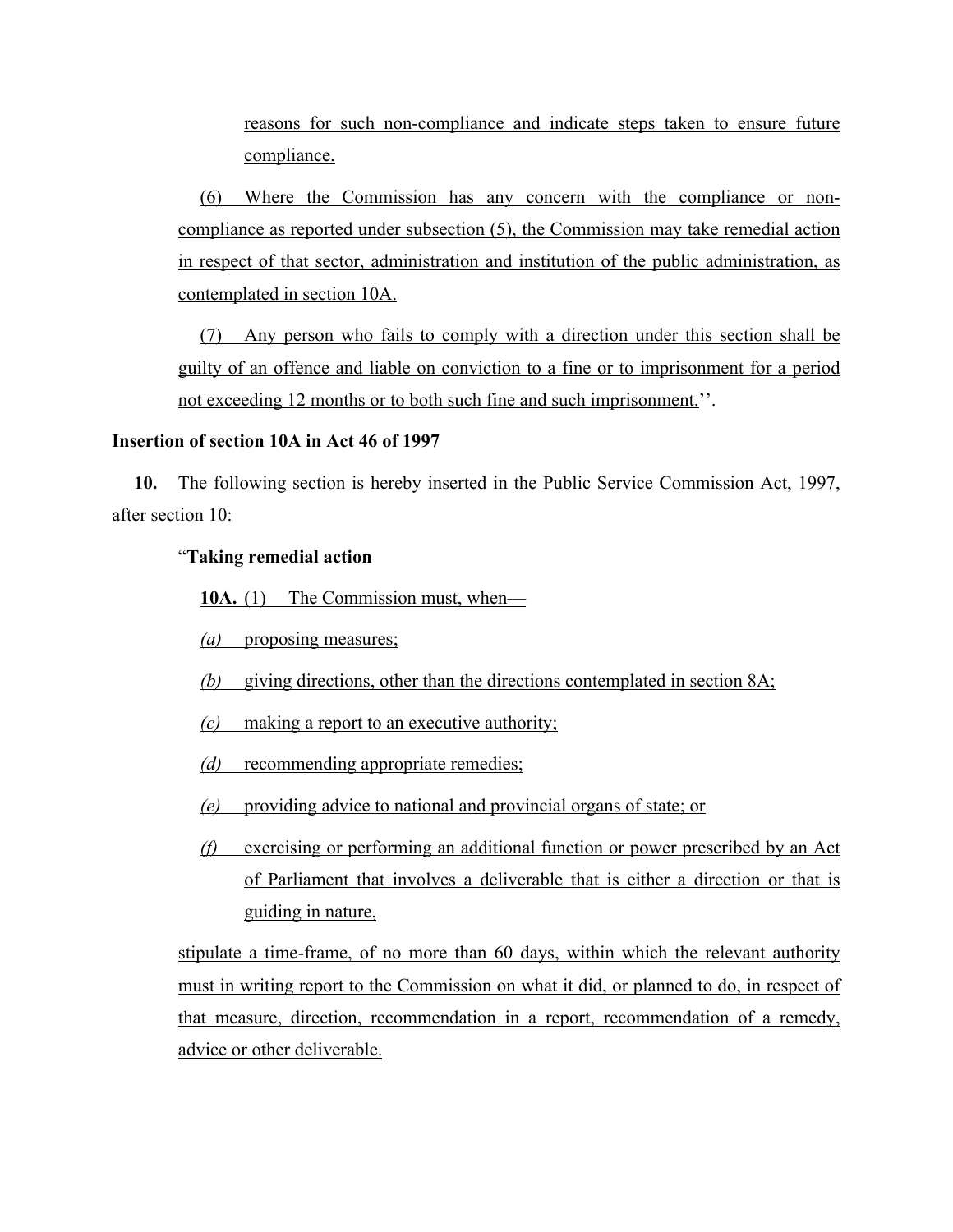reasons for such non-compliance and indicate steps taken to ensure future compliance.

(6) Where the Commission has any concern with the compliance or non-compliance as reported under subsection (5), the Commission may take remedial action in respect of that sector, administration and institution of the public administration, as contemplated in section 10A.

(7) Any person who fails to comply with a direction under this section shall be guilty of an offence and liable on conviction to a fine or to imprisonment for a period not exceeding 12 months or to both such fine and such imprisonment.''.

**Insertion of section 10A in Act 46 of 1997**

**10.** The following section is hereby inserted in the Public Service Commission Act, 1997, after section 10:

"**Taking remedial action**

**10A.** (1) The Commission must, when—

*(a)* proposing measures;

*(b)* giving directions, other than the directions contemplated in section 8A;

*(c)* making a report to an executive authority;

*(d)* recommending appropriate remedies;

*(e)* providing advice to national and provincial organs of state; or

*(f)* exercising or performing an additional function or power prescribed by an Act of Parliament that involves a deliverable that is either a direction or that is guiding in nature,

stipulate a time-frame, of no more than 60 days, within which the relevant authority must in writing report to the Commission on what it did, or planned to do, in respect of that measure, direction, recommendation in a report, recommendation of a remedy, advice or other deliverable.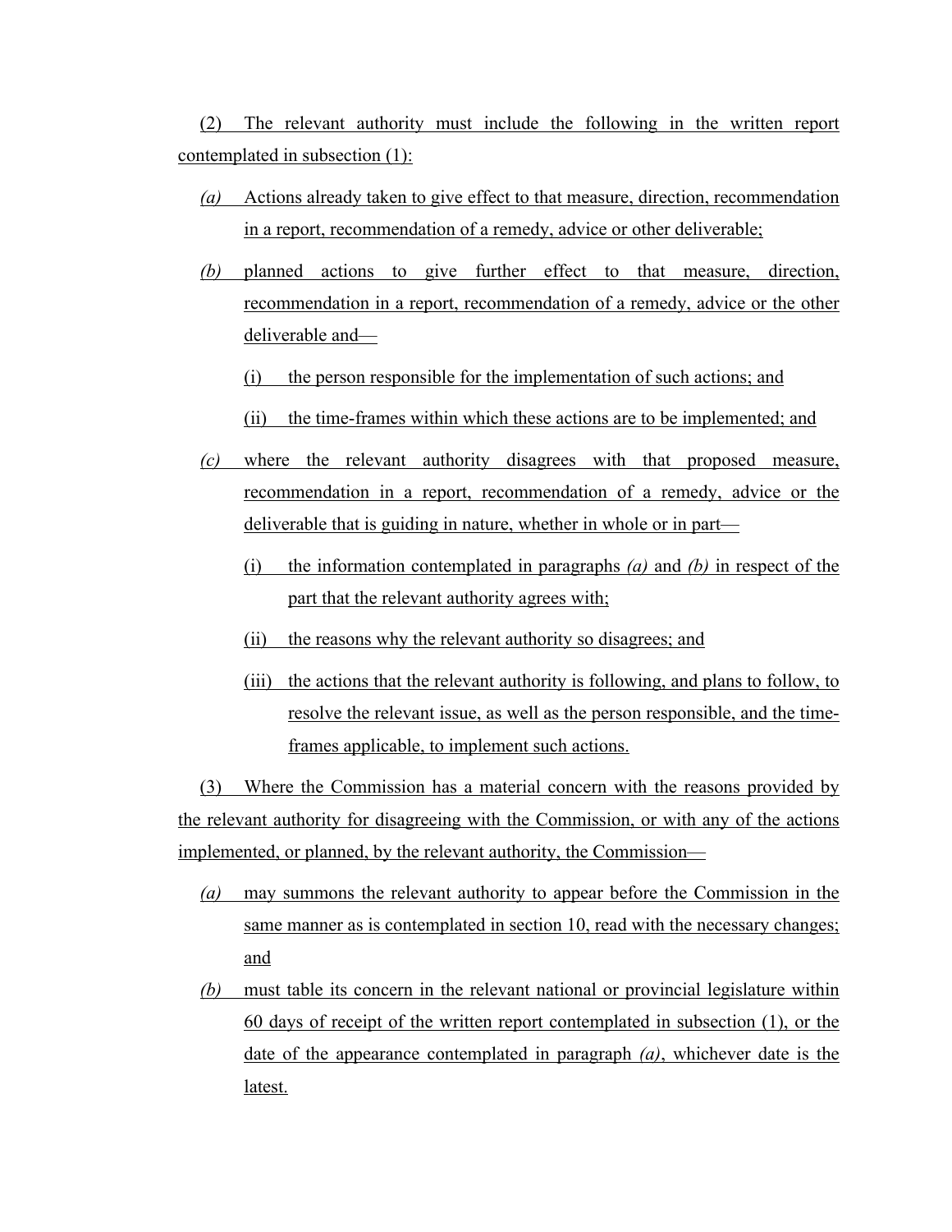(2) The relevant authority must include the following in the written report contemplated in subsection (1):

*(a)* Actions already taken to give effect to that measure, direction, recommendation in a report, recommendation of a remedy, advice or other deliverable;

*(b)* planned actions to give further effect to that measure, direction, recommendation in a report, recommendation of a remedy, advice or the other deliverable and—

(i) the person responsible for the implementation of such actions; and

(ii) the time-frames within which these actions are to be implemented; and

*(c)* where the relevant authority disagrees with that proposed measure, recommendation in a report, recommendation of a remedy, advice or the deliverable that is guiding in nature, whether in whole or in part—

(i) the information contemplated in paragraphs *(a)* and *(b)* in respect of the part that the relevant authority agrees with;

(ii) the reasons why the relevant authority so disagrees; and

(iii) the actions that the relevant authority is following, and plans to follow, to resolve the relevant issue, as well as the person responsible, and the time-frames applicable, to implement such actions.

(3) Where the Commission has a material concern with the reasons provided by the relevant authority for disagreeing with the Commission, or with any of the actions implemented, or planned, by the relevant authority, the Commission—

*(a)* may summons the relevant authority to appear before the Commission in the same manner as is contemplated in section 10, read with the necessary changes; and

*(b)* must table its concern in the relevant national or provincial legislature within 60 days of receipt of the written report contemplated in subsection (1), or the date of the appearance contemplated in paragraph *(a)*, whichever date is the latest.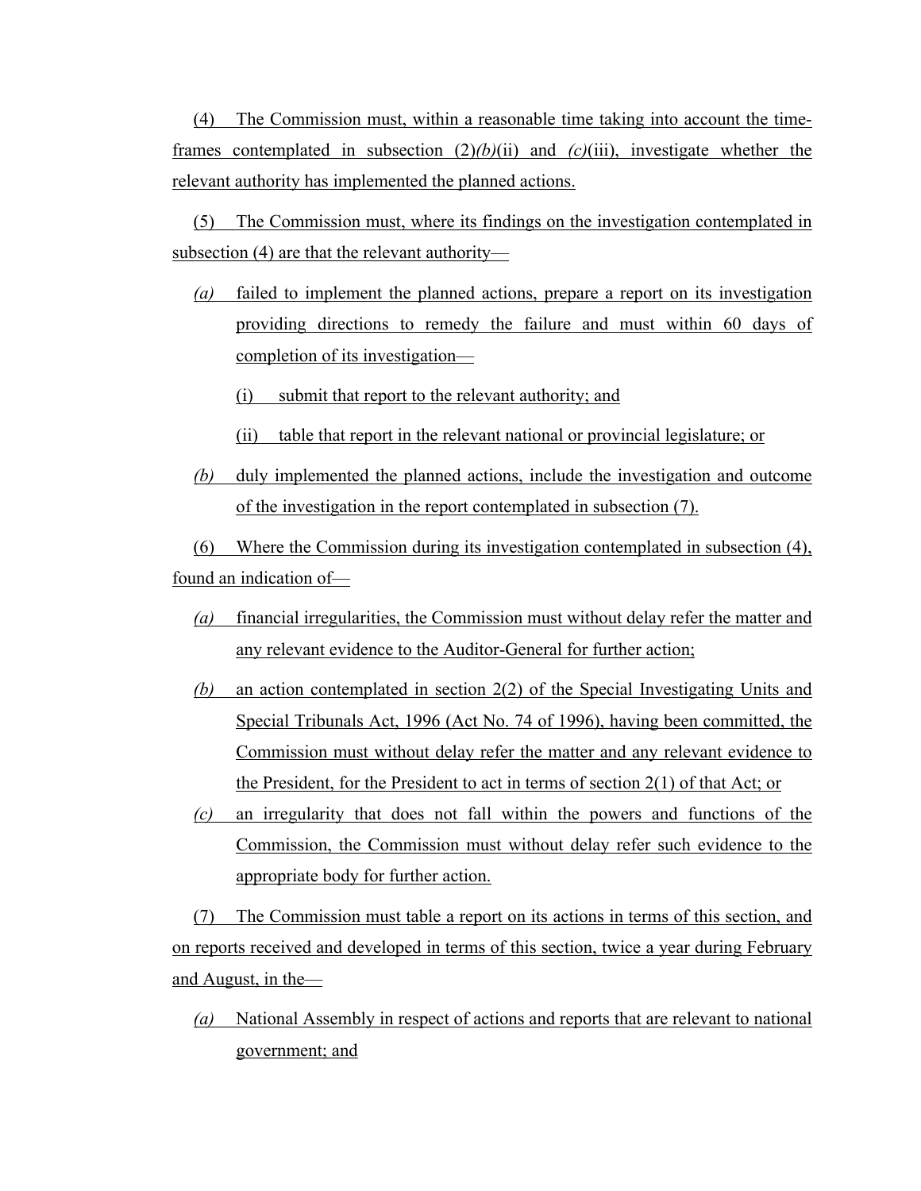(4) The Commission must, within a reasonable time taking into account the time-frames contemplated in subsection (2)*(b)*(ii) and *(c)*(iii), investigate whether the relevant authority has implemented the planned actions.

(5) The Commission must, where its findings on the investigation contemplated in subsection (4) are that the relevant authority—

*(a)* failed to implement the planned actions, prepare a report on its investigation providing directions to remedy the failure and must within 60 days of completion of its investigation—

(i) submit that report to the relevant authority; and

(ii) table that report in the relevant national or provincial legislature; or

*(b)* duly implemented the planned actions, include the investigation and outcome of the investigation in the report contemplated in subsection (7).

(6) Where the Commission during its investigation contemplated in subsection (4), found an indication of—

*(a)* financial irregularities, the Commission must without delay refer the matter and any relevant evidence to the Auditor-General for further action;

*(b)* an action contemplated in section 2(2) of the Special Investigating Units and Special Tribunals Act, 1996 (Act No. 74 of 1996), having been committed, the Commission must without delay refer the matter and any relevant evidence to the President, for the President to act in terms of section 2(1) of that Act; or

*(c)* an irregularity that does not fall within the powers and functions of the Commission, the Commission must without delay refer such evidence to the appropriate body for further action.

(7) The Commission must table a report on its actions in terms of this section, and on reports received and developed in terms of this section, twice a year during February and August, in the—

*(a)* National Assembly in respect of actions and reports that are relevant to national government; and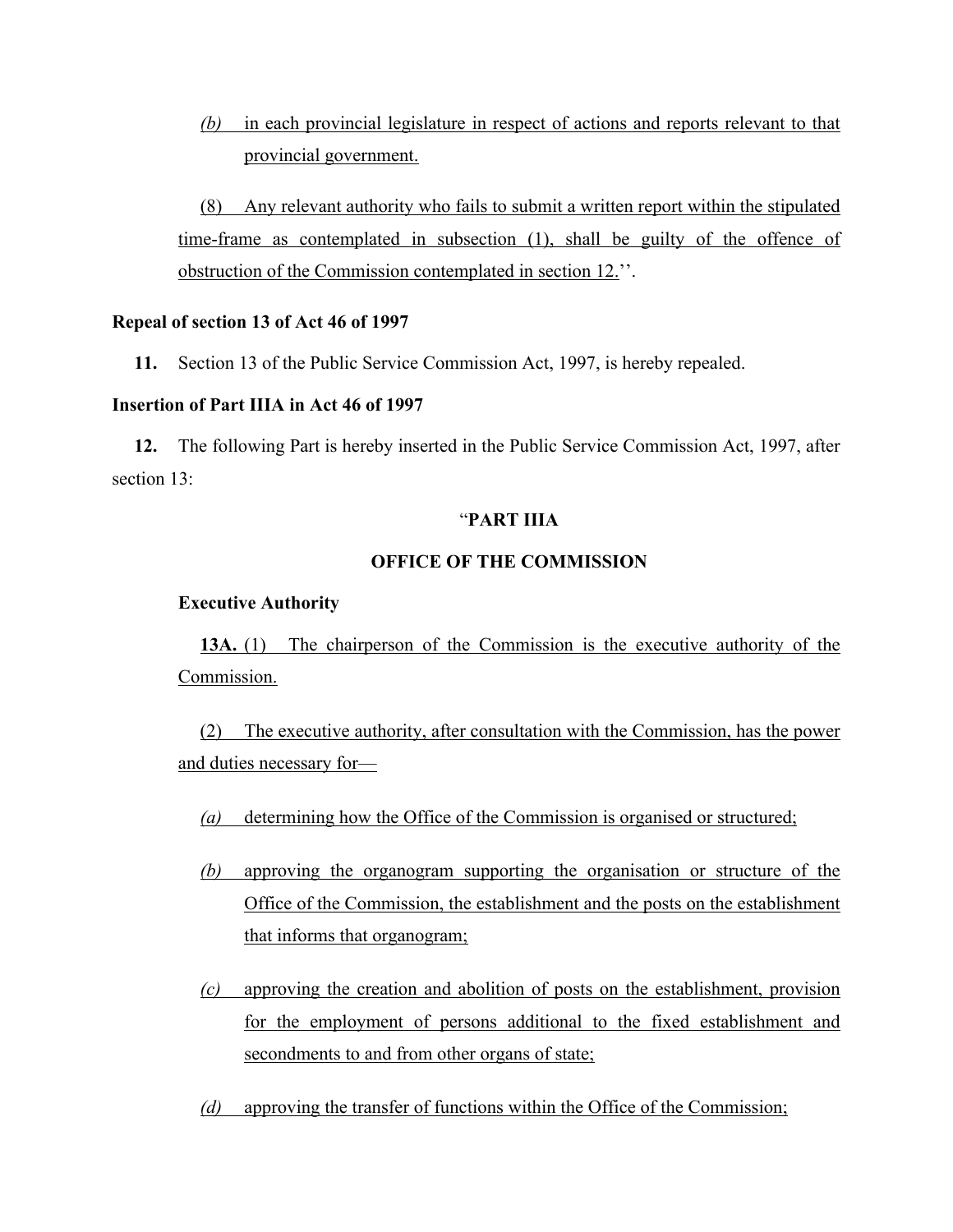*(b)* in each provincial legislature in respect of actions and reports relevant to that provincial government.

(8) Any relevant authority who fails to submit a written report within the stipulated time-frame as contemplated in subsection (1), shall be guilty of the offence of obstruction of the Commission contemplated in section 12.''.

**Repeal of section 13 of Act 46 of 1997**

**11.** Section 13 of the Public Service Commission Act, 1997, is hereby repealed.

**Insertion of Part IIIA in Act 46 of 1997**

**12.** The following Part is hereby inserted in the Public Service Commission Act, 1997, after section 13:

"**PART IIIA**

**OFFICE OF THE COMMISSION**

**Executive Authority**

**13A.** (1) The chairperson of the Commission is the executive authority of the Commission.

(2) The executive authority, after consultation with the Commission, has the power and duties necessary for—

*(a)* determining how the Office of the Commission is organised or structured;

*(b)* approving the organogram supporting the organisation or structure of the Office of the Commission, the establishment and the posts on the establishment that informs that organogram;

*(c)* approving the creation and abolition of posts on the establishment, provision for the employment of persons additional to the fixed establishment and secondments to and from other organs of state;

*(d)* approving the transfer of functions within the Office of the Commission;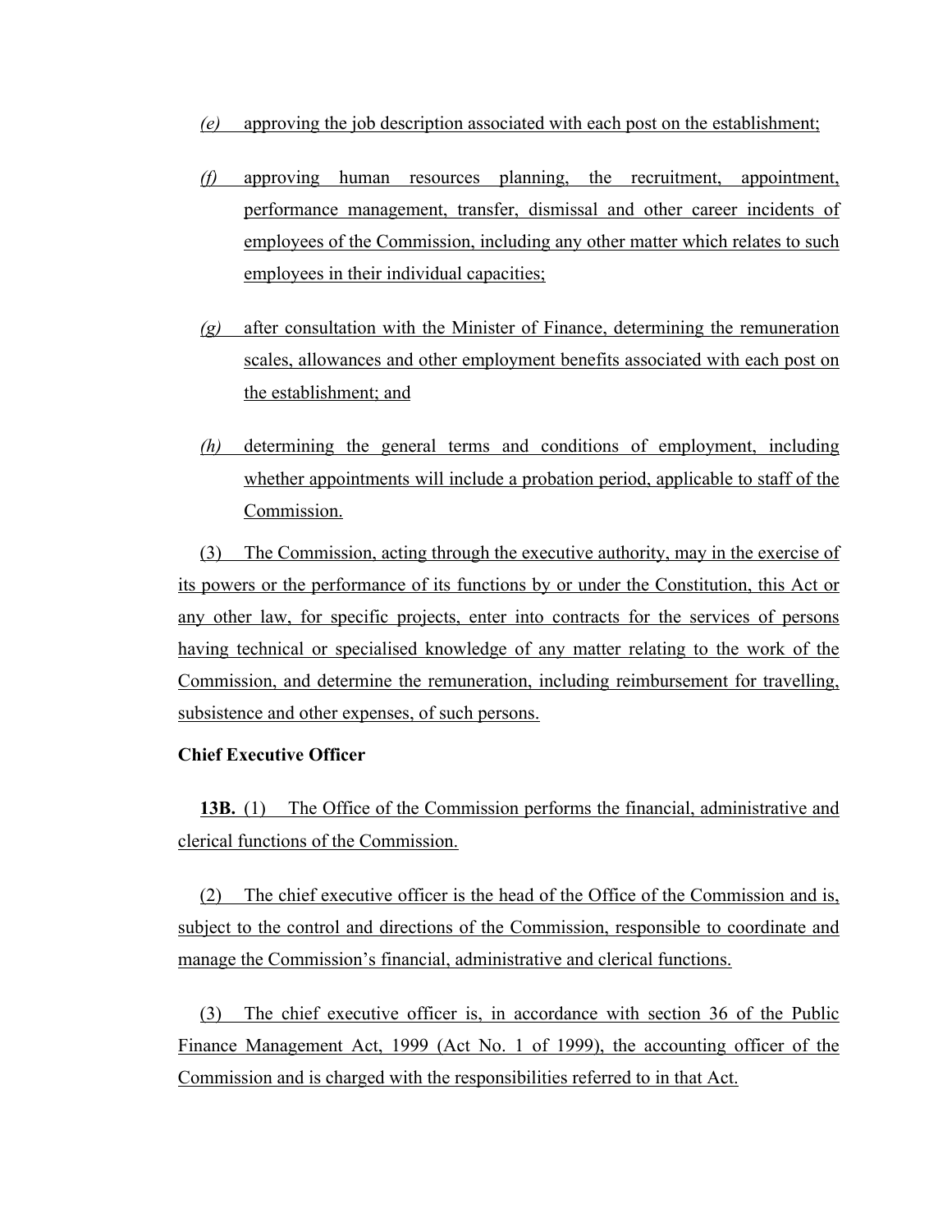*(e)* approving the job description associated with each post on the establishment;

*(f)* approving human resources planning, the recruitment, appointment, performance management, transfer, dismissal and other career incidents of employees of the Commission, including any other matter which relates to such employees in their individual capacities;

*(g)* after consultation with the Minister of Finance, determining the remuneration scales, allowances and other employment benefits associated with each post on the establishment; and

*(h)* determining the general terms and conditions of employment, including whether appointments will include a probation period, applicable to staff of the Commission.

(3) The Commission, acting through the executive authority, may in the exercise of its powers or the performance of its functions by or under the Constitution, this Act or any other law, for specific projects, enter into contracts for the services of persons having technical or specialised knowledge of any matter relating to the work of the Commission, and determine the remuneration, including reimbursement for travelling, subsistence and other expenses, of such persons.

**Chief Executive Officer**

**13B.** (1) The Office of the Commission performs the financial, administrative and clerical functions of the Commission.

(2) The chief executive officer is the head of the Office of the Commission and is, subject to the control and directions of the Commission, responsible to coordinate and manage the Commission's financial, administrative and clerical functions.

(3) The chief executive officer is, in accordance with section 36 of the Public Finance Management Act, 1999 (Act No. 1 of 1999), the accounting officer of the Commission and is charged with the responsibilities referred to in that Act.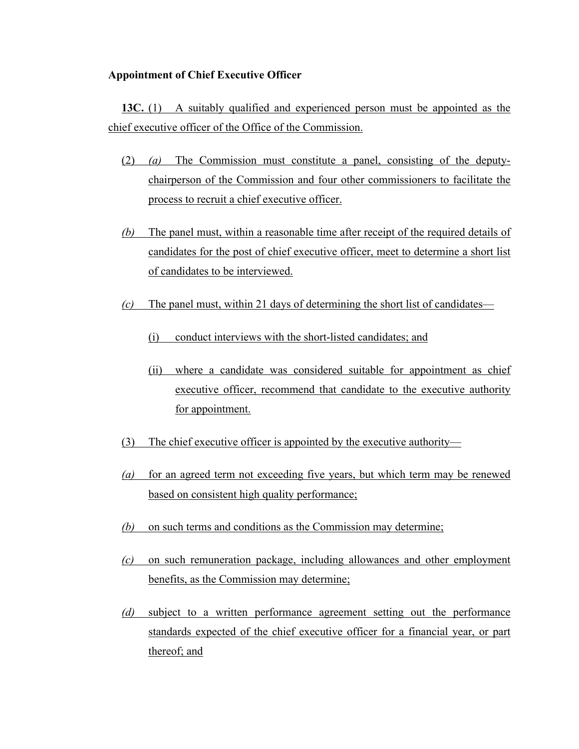**Appointment of Chief Executive Officer**

**13C.** (1) A suitably qualified and experienced person must be appointed as the chief executive officer of the Office of the Commission.

(2) *(a)* The Commission must constitute a panel, consisting of the deputy-chairperson of the Commission and four other commissioners to facilitate the process to recruit a chief executive officer.

*(b)* The panel must, within a reasonable time after receipt of the required details of candidates for the post of chief executive officer, meet to determine a short list of candidates to be interviewed.

*(c)* The panel must, within 21 days of determining the short list of candidates—

(i) conduct interviews with the short-listed candidates; and

(ii) where a candidate was considered suitable for appointment as chief executive officer, recommend that candidate to the executive authority for appointment.

(3) The chief executive officer is appointed by the executive authority—

*(a)* for an agreed term not exceeding five years, but which term may be renewed based on consistent high quality performance;

*(b)* on such terms and conditions as the Commission may determine;

*(c)* on such remuneration package, including allowances and other employment benefits, as the Commission may determine;

*(d)* subject to a written performance agreement setting out the performance standards expected of the chief executive officer for a financial year, or part thereof; and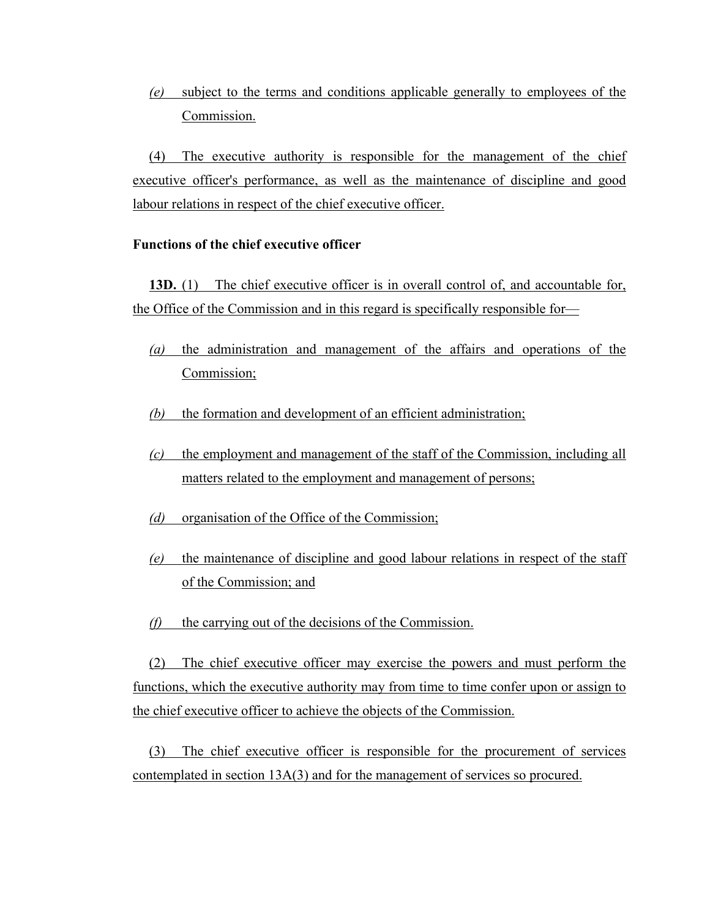*(e)* subject to the terms and conditions applicable generally to employees of the Commission.

(4) The executive authority is responsible for the management of the chief executive officer's performance, as well as the maintenance of discipline and good labour relations in respect of the chief executive officer.

**Functions of the chief executive officer**

**13D.** (1) The chief executive officer is in overall control of, and accountable for, the Office of the Commission and in this regard is specifically responsible for—

*(a)* the administration and management of the affairs and operations of the Commission;

*(b)* the formation and development of an efficient administration;

*(c)* the employment and management of the staff of the Commission, including all matters related to the employment and management of persons;

*(d)* organisation of the Office of the Commission;

*(e)* the maintenance of discipline and good labour relations in respect of the staff of the Commission; and

*(f)* the carrying out of the decisions of the Commission.

(2) The chief executive officer may exercise the powers and must perform the functions, which the executive authority may from time to time confer upon or assign to the chief executive officer to achieve the objects of the Commission.

(3) The chief executive officer is responsible for the procurement of services contemplated in section 13A(3) and for the management of services so procured.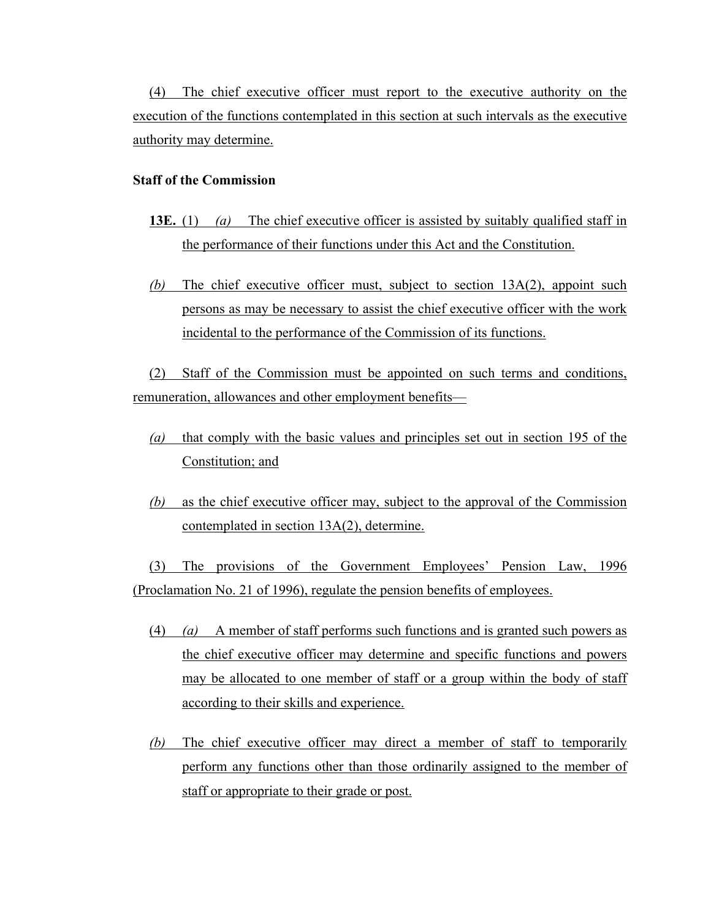(4) The chief executive officer must report to the executive authority on the execution of the functions contemplated in this section at such intervals as the executive authority may determine.

**Staff of the Commission**

**13E.** (1) *(a)* The chief executive officer is assisted by suitably qualified staff in the performance of their functions under this Act and the Constitution.

*(b)* The chief executive officer must, subject to section 13A(2), appoint such persons as may be necessary to assist the chief executive officer with the work incidental to the performance of the Commission of its functions.

(2) Staff of the Commission must be appointed on such terms and conditions, remuneration, allowances and other employment benefits—

*(a)* that comply with the basic values and principles set out in section 195 of the Constitution; and

*(b)* as the chief executive officer may, subject to the approval of the Commission contemplated in section 13A(2), determine.

(3) The provisions of the Government Employees' Pension Law, 1996 (Proclamation No. 21 of 1996), regulate the pension benefits of employees.

(4) *(a)* A member of staff performs such functions and is granted such powers as the chief executive officer may determine and specific functions and powers may be allocated to one member of staff or a group within the body of staff according to their skills and experience.

*(b)* The chief executive officer may direct a member of staff to temporarily perform any functions other than those ordinarily assigned to the member of staff or appropriate to their grade or post.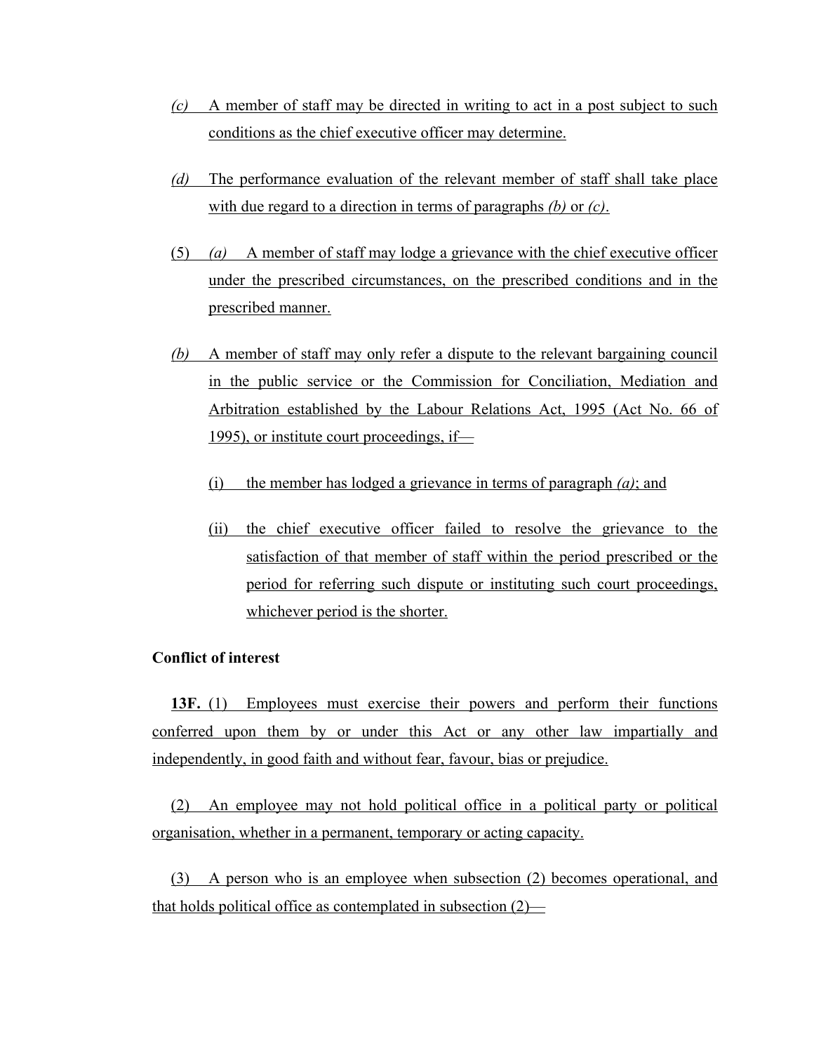*(c)* A member of staff may be directed in writing to act in a post subject to such conditions as the chief executive officer may determine.

*(d)* The performance evaluation of the relevant member of staff shall take place with due regard to a direction in terms of paragraphs *(b)* or *(c)*.

(5) *(a)* A member of staff may lodge a grievance with the chief executive officer under the prescribed circumstances, on the prescribed conditions and in the prescribed manner.

*(b)* A member of staff may only refer a dispute to the relevant bargaining council in the public service or the Commission for Conciliation, Mediation and Arbitration established by the Labour Relations Act, 1995 (Act No. 66 of 1995), or institute court proceedings, if—

(i) the member has lodged a grievance in terms of paragraph *(a)*; and

(ii) the chief executive officer failed to resolve the grievance to the satisfaction of that member of staff within the period prescribed or the period for referring such dispute or instituting such court proceedings, whichever period is the shorter.

**Conflict of interest**

**13F.** (1) Employees must exercise their powers and perform their functions conferred upon them by or under this Act or any other law impartially and independently, in good faith and without fear, favour, bias or prejudice.

(2) An employee may not hold political office in a political party or political organisation, whether in a permanent, temporary or acting capacity.

(3) A person who is an employee when subsection (2) becomes operational, and that holds political office as contemplated in subsection (2)—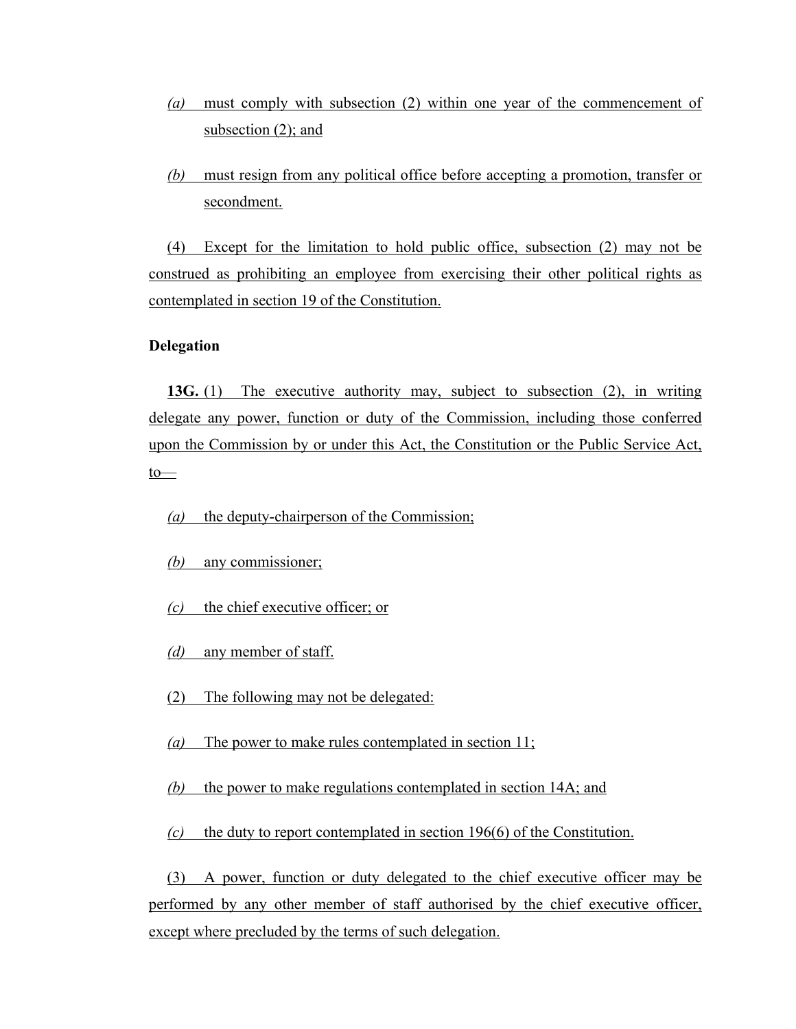*(a)* must comply with subsection (2) within one year of the commencement of subsection (2); and

*(b)* must resign from any political office before accepting a promotion, transfer or secondment.

(4) Except for the limitation to hold public office, subsection (2) may not be construed as prohibiting an employee from exercising their other political rights as contemplated in section 19 of the Constitution.

**Delegation**

**13G.** (1) The executive authority may, subject to subsection (2), in writing delegate any power, function or duty of the Commission, including those conferred upon the Commission by or under this Act, the Constitution or the Public Service Act, to—

*(a)* the deputy-chairperson of the Commission;

*(b)* any commissioner;

*(c)* the chief executive officer; or

*(d)* any member of staff.

(2) The following may not be delegated:

*(a)* The power to make rules contemplated in section 11;

*(b)* the power to make regulations contemplated in section 14A; and

*(c)* the duty to report contemplated in section 196(6) of the Constitution.

(3) A power, function or duty delegated to the chief executive officer may be performed by any other member of staff authorised by the chief executive officer, except where precluded by the terms of such delegation.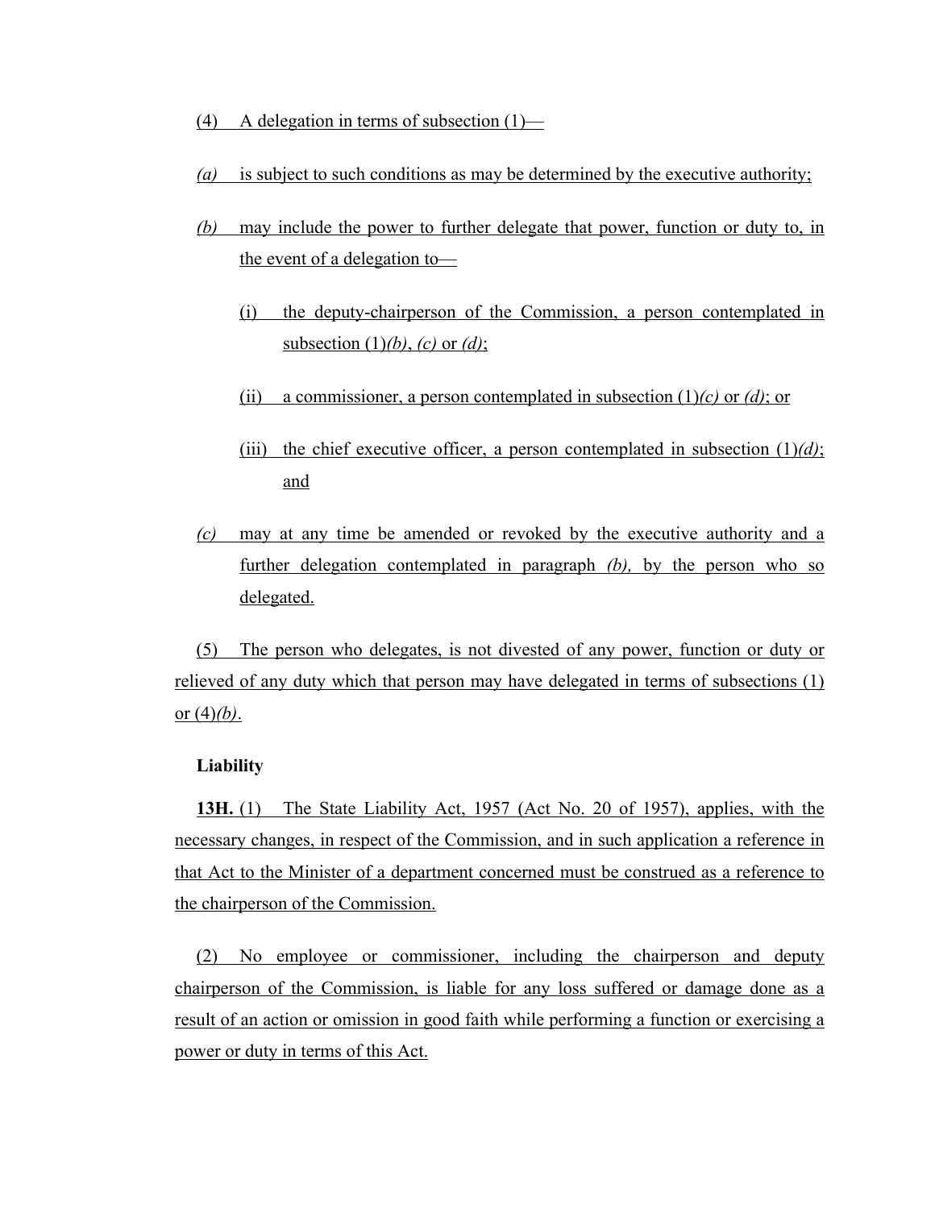(4) A delegation in terms of subsection (1)—

*(a)* is subject to such conditions as may be determined by the executive authority;

*(b)* may include the power to further delegate that power, function or duty to, in the event of a delegation to—

(i) the deputy-chairperson of the Commission, a person contemplated in subsection (1)*(b)*, *(c)* or *(d)*;

(ii) a commissioner, a person contemplated in subsection (1)*(c)* or *(d)*; or

(iii) the chief executive officer, a person contemplated in subsection (1)*(d)*; and

*(c)* may at any time be amended or revoked by the executive authority and a further delegation contemplated in paragraph *(b),* by the person who so delegated.

(5) The person who delegates, is not divested of any power, function or duty or relieved of any duty which that person may have delegated in terms of subsections (1) or (4)*(b)*.

**Liability**

**13H.** (1) The State Liability Act, 1957 (Act No. 20 of 1957), applies, with the necessary changes, in respect of the Commission, and in such application a reference in that Act to the Minister of a department concerned must be construed as a reference to the chairperson of the Commission.

(2) No employee or commissioner, including the chairperson and deputy chairperson of the Commission, is liable for any loss suffered or damage done as a result of an action or omission in good faith while performing a function or exercising a power or duty in terms of this Act.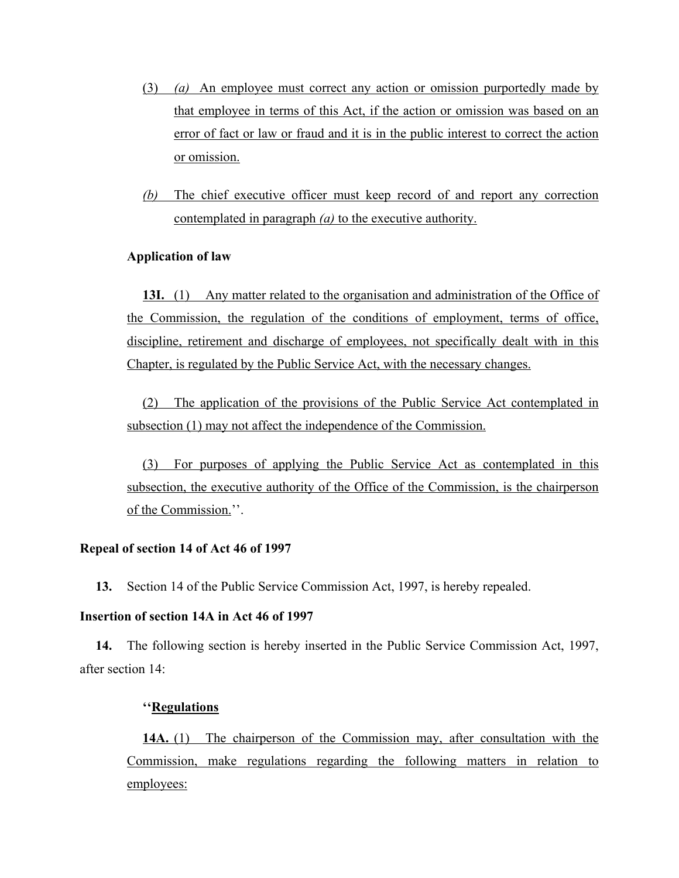(3) *(a)* An employee must correct any action or omission purportedly made by that employee in terms of this Act, if the action or omission was based on an error of fact or law or fraud and it is in the public interest to correct the action or omission.

*(b)* The chief executive officer must keep record of and report any correction contemplated in paragraph *(a)* to the executive authority.

**Application of law**

**13I.** (1) Any matter related to the organisation and administration of the Office of the Commission, the regulation of the conditions of employment, terms of office, discipline, retirement and discharge of employees, not specifically dealt with in this Chapter, is regulated by the Public Service Act, with the necessary changes.

(2) The application of the provisions of the Public Service Act contemplated in subsection (1) may not affect the independence of the Commission.

(3) For purposes of applying the Public Service Act as contemplated in this subsection, the executive authority of the Office of the Commission, is the chairperson of the Commission.''.

**Repeal of section 14 of Act 46 of 1997**

**13.** Section 14 of the Public Service Commission Act, 1997, is hereby repealed.

**Insertion of section 14A in Act 46 of 1997**

**14.** The following section is hereby inserted in the Public Service Commission Act, 1997, after section 14:

**''Regulations**

**14A.** (1) The chairperson of the Commission may, after consultation with the Commission, make regulations regarding the following matters in relation to employees: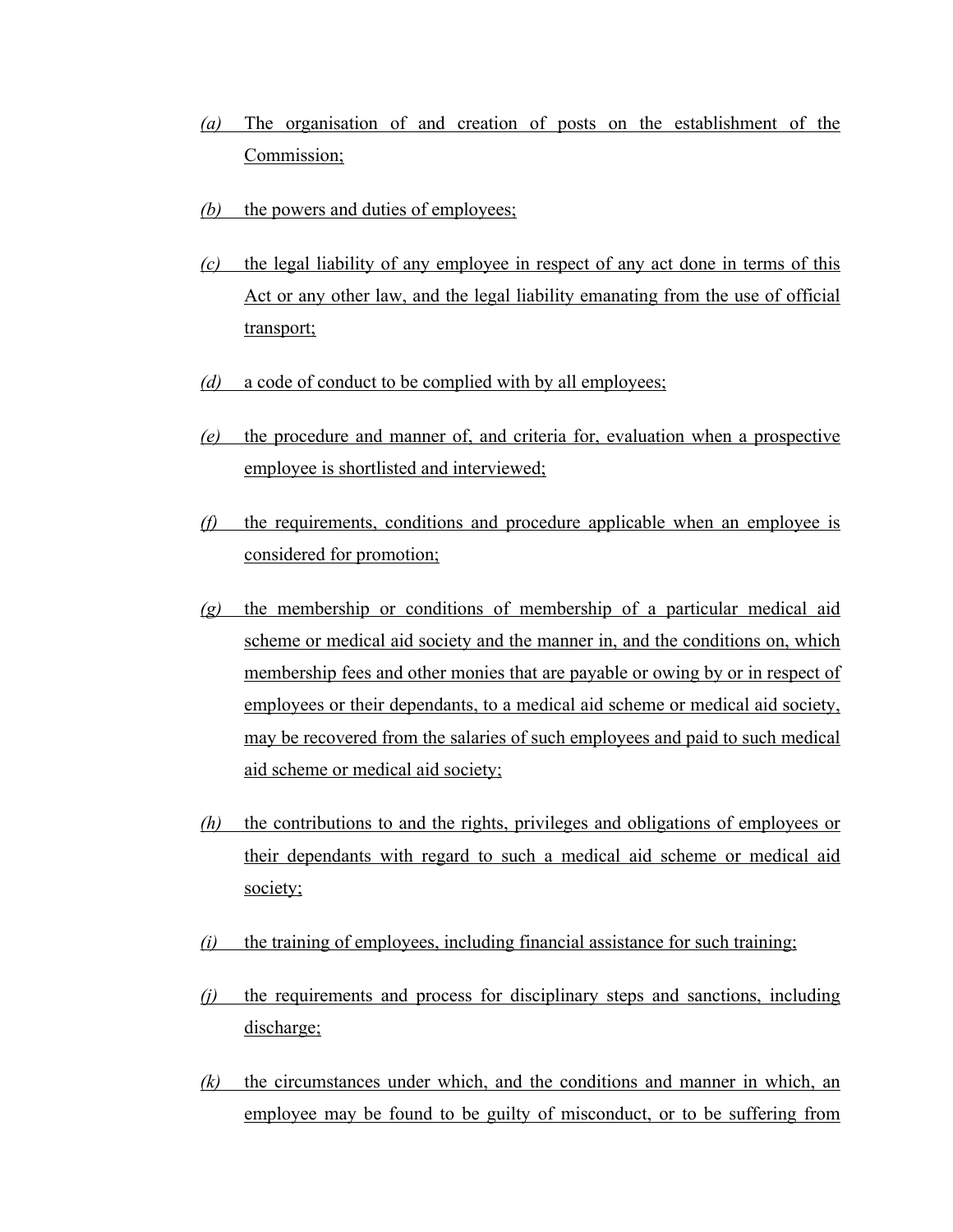*(a)* The organisation of and creation of posts on the establishment of the Commission;

*(b)* the powers and duties of employees;

*(c)* the legal liability of any employee in respect of any act done in terms of this Act or any other law, and the legal liability emanating from the use of official transport;

*(d)* a code of conduct to be complied with by all employees;

*(e)* the procedure and manner of, and criteria for, evaluation when a prospective employee is shortlisted and interviewed;

*(f)* the requirements, conditions and procedure applicable when an employee is considered for promotion;

*(g)* the membership or conditions of membership of a particular medical aid scheme or medical aid society and the manner in, and the conditions on, which membership fees and other monies that are payable or owing by or in respect of employees or their dependants, to a medical aid scheme or medical aid society, may be recovered from the salaries of such employees and paid to such medical aid scheme or medical aid society;

*(h)* the contributions to and the rights, privileges and obligations of employees or their dependants with regard to such a medical aid scheme or medical aid society;

*(i)* the training of employees, including financial assistance for such training;

*(j)* the requirements and process for disciplinary steps and sanctions, including discharge;

*(k)* the circumstances under which, and the conditions and manner in which, an employee may be found to be guilty of misconduct, or to be suffering from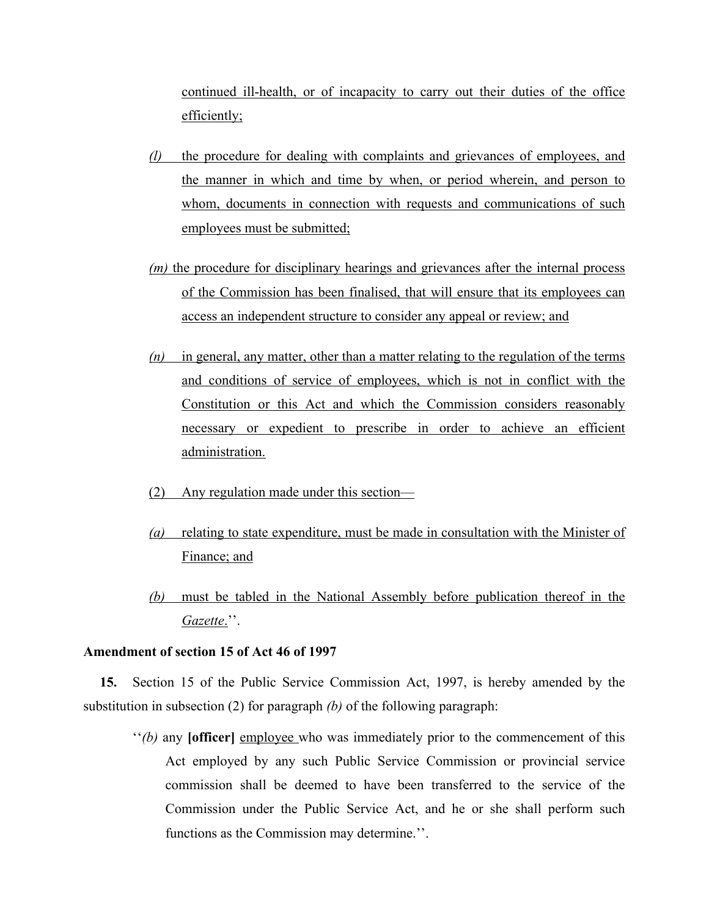continued ill-health, or of incapacity to carry out their duties of the office efficiently;

*(l)* the procedure for dealing with complaints and grievances of employees, and the manner in which and time by when, or period wherein, and person to whom, documents in connection with requests and communications of such employees must be submitted;

*(m)* the procedure for disciplinary hearings and grievances after the internal process of the Commission has been finalised, that will ensure that its employees can access an independent structure to consider any appeal or review; and

*(n)* in general, any matter, other than a matter relating to the regulation of the terms and conditions of service of employees, which is not in conflict with the Constitution or this Act and which the Commission considers reasonably necessary or expedient to prescribe in order to achieve an efficient administration.

(2) Any regulation made under this section—

*(a)* relating to state expenditure, must be made in consultation with the Minister of Finance; and

*(b)* must be tabled in the National Assembly before publication thereof in the *Gazette*.''.

**Amendment of section 15 of Act 46 of 1997**

**15.** Section 15 of the Public Service Commission Act, 1997, is hereby amended by the substitution in subsection (2) for paragraph *(b)* of the following paragraph:

''*(b)* any **[officer]** employee who was immediately prior to the commencement of this Act employed by any such Public Service Commission or provincial service commission shall be deemed to have been transferred to the service of the Commission under the Public Service Act, and he or she shall perform such functions as the Commission may determine.''.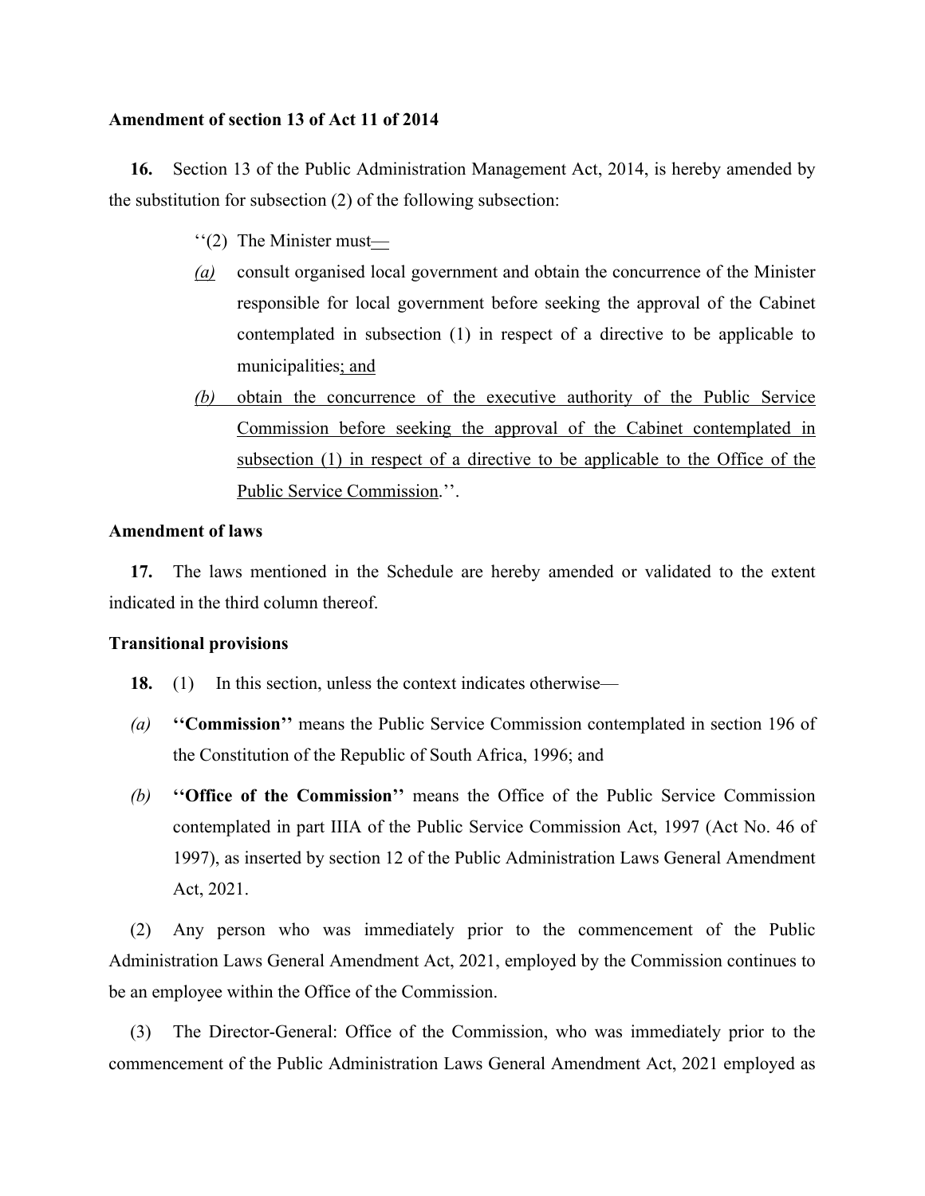**Amendment of section 13 of Act 11 of 2014**

**16.** Section 13 of the Public Administration Management Act, 2014, is hereby amended by the substitution for subsection (2) of the following subsection:

> ''(2) The Minister must—
>
> *(a)* consult organised local government and obtain the concurrence of the Minister responsible for local government before seeking the approval of the Cabinet contemplated in subsection (1) in respect of a directive to be applicable to municipalities; and
>
> *(b)* obtain the concurrence of the executive authority of the Public Service Commission before seeking the approval of the Cabinet contemplated in subsection (1) in respect of a directive to be applicable to the Office of the Public Service Commission.''.

**Amendment of laws**

**17.** The laws mentioned in the Schedule are hereby amended or validated to the extent indicated in the third column thereof.

**Transitional provisions**

**18.** (1) In this section, unless the context indicates otherwise—

*(a)* **''Commission''** means the Public Service Commission contemplated in section 196 of the Constitution of the Republic of South Africa, 1996; and

*(b)* **''Office of the Commission''** means the Office of the Public Service Commission contemplated in part IIIA of the Public Service Commission Act, 1997 (Act No. 46 of 1997), as inserted by section 12 of the Public Administration Laws General Amendment Act, 2021.

(2) Any person who was immediately prior to the commencement of the Public Administration Laws General Amendment Act, 2021, employed by the Commission continues to be an employee within the Office of the Commission.

(3) The Director-General: Office of the Commission, who was immediately prior to the commencement of the Public Administration Laws General Amendment Act, 2021 employed as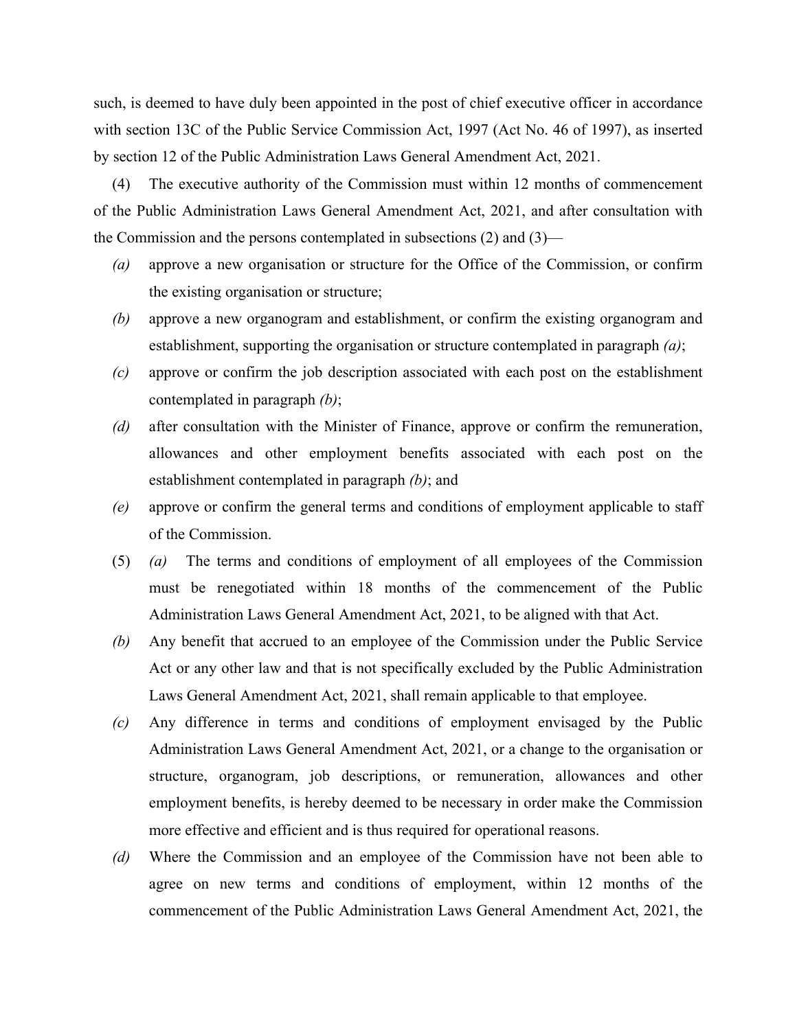such, is deemed to have duly been appointed in the post of chief executive officer in accordance with section 13C of the Public Service Commission Act, 1997 (Act No. 46 of 1997), as inserted by section 12 of the Public Administration Laws General Amendment Act, 2021.

(4) The executive authority of the Commission must within 12 months of commencement of the Public Administration Laws General Amendment Act, 2021, and after consultation with the Commission and the persons contemplated in subsections (2) and (3)—

*(a)* approve a new organisation or structure for the Office of the Commission, or confirm the existing organisation or structure;

*(b)* approve a new organogram and establishment, or confirm the existing organogram and establishment, supporting the organisation or structure contemplated in paragraph *(a)*;

*(c)* approve or confirm the job description associated with each post on the establishment contemplated in paragraph *(b)*;

*(d)* after consultation with the Minister of Finance, approve or confirm the remuneration, allowances and other employment benefits associated with each post on the establishment contemplated in paragraph *(b)*; and

*(e)* approve or confirm the general terms and conditions of employment applicable to staff of the Commission.

(5) *(a)* The terms and conditions of employment of all employees of the Commission must be renegotiated within 18 months of the commencement of the Public Administration Laws General Amendment Act, 2021, to be aligned with that Act.

*(b)* Any benefit that accrued to an employee of the Commission under the Public Service Act or any other law and that is not specifically excluded by the Public Administration Laws General Amendment Act, 2021, shall remain applicable to that employee.

*(c)* Any difference in terms and conditions of employment envisaged by the Public Administration Laws General Amendment Act, 2021, or a change to the organisation or structure, organogram, job descriptions, or remuneration, allowances and other employment benefits, is hereby deemed to be necessary in order make the Commission more effective and efficient and is thus required for operational reasons.

*(d)* Where the Commission and an employee of the Commission have not been able to agree on new terms and conditions of employment, within 12 months of the commencement of the Public Administration Laws General Amendment Act, 2021, the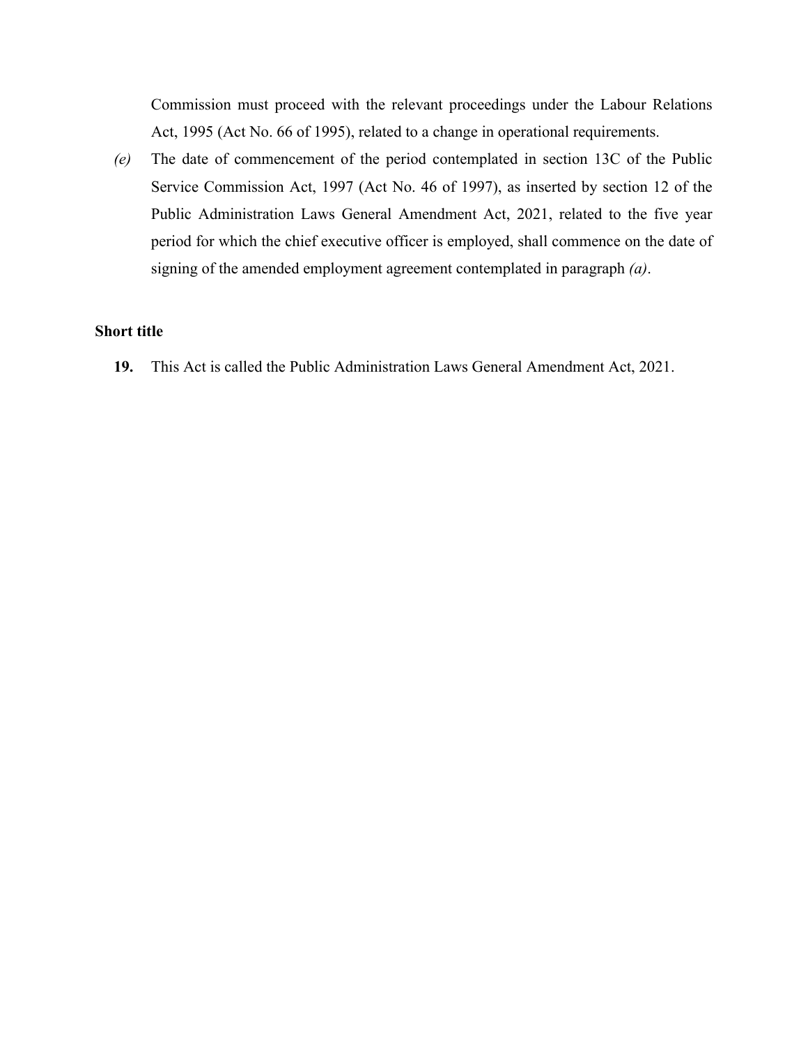Commission must proceed with the relevant proceedings under the Labour Relations Act, 1995 (Act No. 66 of 1995), related to a change in operational requirements.

*(e)* The date of commencement of the period contemplated in section 13C of the Public Service Commission Act, 1997 (Act No. 46 of 1997), as inserted by section 12 of the Public Administration Laws General Amendment Act, 2021, related to the five year period for which the chief executive officer is employed, shall commence on the date of signing of the amended employment agreement contemplated in paragraph *(a)*.

**Short title**

**19.** This Act is called the Public Administration Laws General Amendment Act, 2021.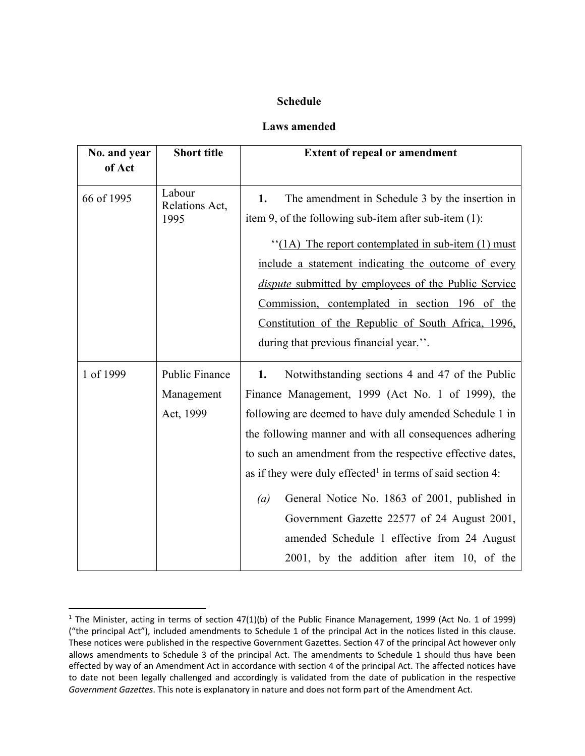**Schedule**

**Laws amended**

| No. and year of Act | Short title | Extent of repeal or amendment |
|---|---|---|
| 66 of 1995 | Labour Relations Act, 1995 | **1.** The amendment in Schedule 3 by the insertion in item 9, of the following sub-item after sub-item (1): ''<u>(1A) The report contemplated in sub-item (1) must include a statement indicating the outcome of every *dispute* submitted by employees of the Public Service Commission, contemplated in section 196 of the Constitution of the Republic of South Africa, 1996, during that previous financial year.</u>''. |
| 1 of 1999 | Public Finance Management Act, 1999 | **1.** Notwithstanding sections 4 and 47 of the Public Finance Management, 1999 (Act No. 1 of 1999), the following are deemed to have duly amended Schedule 1 in the following manner and with all consequences adhering to such an amendment from the respective effective dates, as if they were duly effected[1] in terms of said section 4: *(a)* General Notice No. 1863 of 2001, published in Government Gazette 22577 of 24 August 2001, amended Schedule 1 effective from 24 August 2001, by the addition after item 10, of the |

[1] The Minister, acting in terms of section 47(1)(b) of the Public Finance Management, 1999 (Act No. 1 of 1999) ("the principal Act"), included amendments to Schedule 1 of the principal Act in the notices listed in this clause. These notices were published in the respective Government Gazettes. Section 47 of the principal Act however only allows amendments to Schedule 3 of the principal Act. The amendments to Schedule 1 should thus have been effected by way of an Amendment Act in accordance with section 4 of the principal Act. The affected notices have to date not been legally challenged and accordingly is validated from the date of publication in the respective *Government Gazettes*. This note is explanatory in nature and does not form part of the Amendment Act.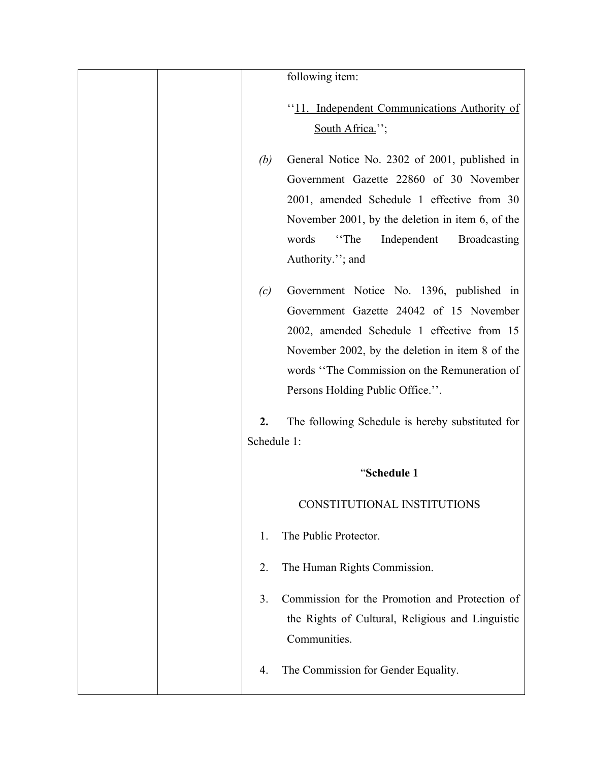| | | following item: |
|---|---|---|
| | | ''<u>11. Independent Communications Authority of South Africa.</u>''; |
| | | *(b)* General Notice No. 2302 of 2001, published in Government Gazette 22860 of 30 November 2001, amended Schedule 1 effective from 30 November 2001, by the deletion in item 6, of the words ''The Independent Broadcasting Authority.''; and |
| | | *(c)* Government Notice No. 1396, published in Government Gazette 24042 of 15 November 2002, amended Schedule 1 effective from 15 November 2002, by the deletion in item 8 of the words ''The Commission on the Remuneration of Persons Holding Public Office.''. |
| | | **2.** The following Schedule is hereby substituted for Schedule 1: |
| | | "**Schedule 1** |
| | | CONSTITUTIONAL INSTITUTIONS |
| | | 1. The Public Protector. |
| | | 2. The Human Rights Commission. |
| | | 3. Commission for the Promotion and Protection of the Rights of Cultural, Religious and Linguistic Communities. |
| | | 4. The Commission for Gender Equality. |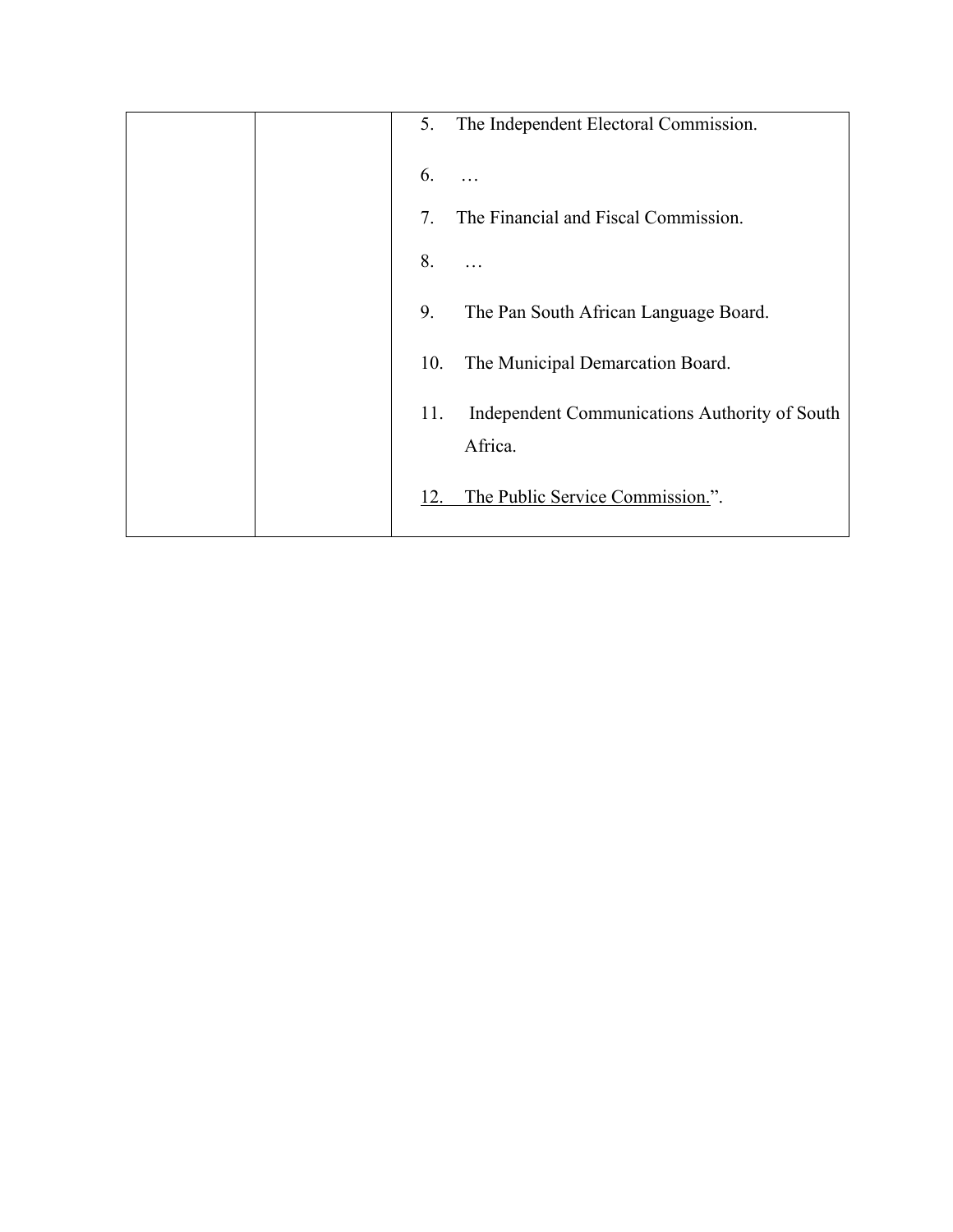| | | |
|---|---|---|
| | | 5. The Independent Electoral Commission.<br><br>6. …<br><br>7. The Financial and Fiscal Commission.<br><br>8. …<br><br>9. The Pan South African Language Board.<br><br>10. The Municipal Demarcation Board.<br><br>11. Independent Communications Authority of South Africa.<br><br><u>12. The Public Service Commission.</u>”. |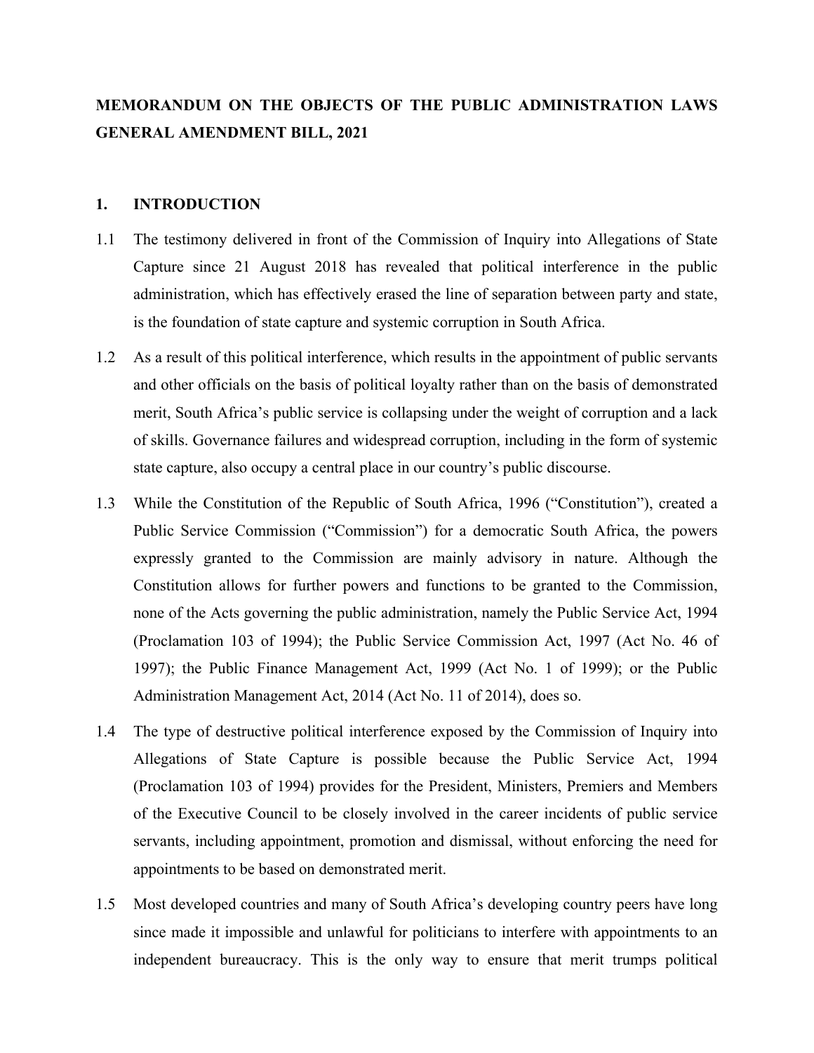# MEMORANDUM ON THE OBJECTS OF THE PUBLIC ADMINISTRATION LAWS GENERAL AMENDMENT BILL, 2021

## 1. INTRODUCTION

1.1 The testimony delivered in front of the Commission of Inquiry into Allegations of State Capture since 21 August 2018 has revealed that political interference in the public administration, which has effectively erased the line of separation between party and state, is the foundation of state capture and systemic corruption in South Africa.

1.2 As a result of this political interference, which results in the appointment of public servants and other officials on the basis of political loyalty rather than on the basis of demonstrated merit, South Africa's public service is collapsing under the weight of corruption and a lack of skills. Governance failures and widespread corruption, including in the form of systemic state capture, also occupy a central place in our country's public discourse.

1.3 While the Constitution of the Republic of South Africa, 1996 ("Constitution"), created a Public Service Commission ("Commission") for a democratic South Africa, the powers expressly granted to the Commission are mainly advisory in nature. Although the Constitution allows for further powers and functions to be granted to the Commission, none of the Acts governing the public administration, namely the Public Service Act, 1994 (Proclamation 103 of 1994); the Public Service Commission Act, 1997 (Act No. 46 of 1997); the Public Finance Management Act, 1999 (Act No. 1 of 1999); or the Public Administration Management Act, 2014 (Act No. 11 of 2014), does so.

1.4 The type of destructive political interference exposed by the Commission of Inquiry into Allegations of State Capture is possible because the Public Service Act, 1994 (Proclamation 103 of 1994) provides for the President, Ministers, Premiers and Members of the Executive Council to be closely involved in the career incidents of public service servants, including appointment, promotion and dismissal, without enforcing the need for appointments to be based on demonstrated merit.

1.5 Most developed countries and many of South Africa's developing country peers have long since made it impossible and unlawful for politicians to interfere with appointments to an independent bureaucracy. This is the only way to ensure that merit trumps political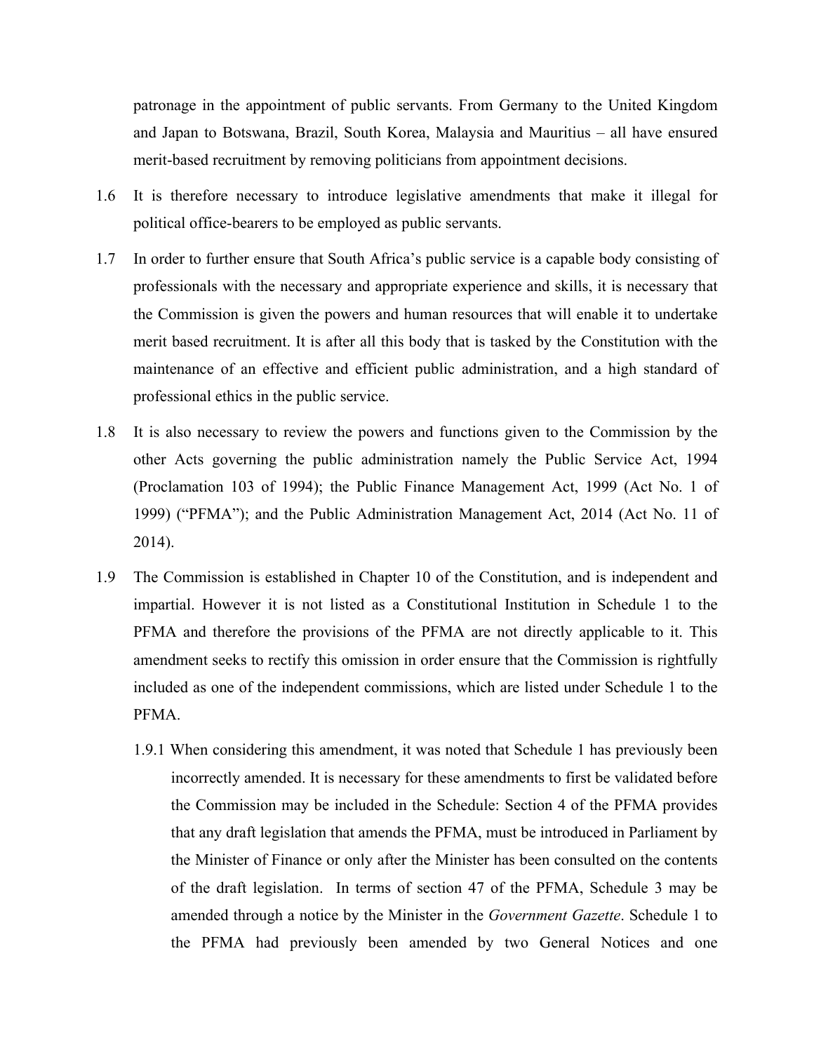patronage in the appointment of public servants. From Germany to the United Kingdom and Japan to Botswana, Brazil, South Korea, Malaysia and Mauritius – all have ensured merit-based recruitment by removing politicians from appointment decisions.

1.6 It is therefore necessary to introduce legislative amendments that make it illegal for political office-bearers to be employed as public servants.

1.7 In order to further ensure that South Africa's public service is a capable body consisting of professionals with the necessary and appropriate experience and skills, it is necessary that the Commission is given the powers and human resources that will enable it to undertake merit based recruitment. It is after all this body that is tasked by the Constitution with the maintenance of an effective and efficient public administration, and a high standard of professional ethics in the public service.

1.8 It is also necessary to review the powers and functions given to the Commission by the other Acts governing the public administration namely the Public Service Act, 1994 (Proclamation 103 of 1994); the Public Finance Management Act, 1999 (Act No. 1 of 1999) ("PFMA"); and the Public Administration Management Act, 2014 (Act No. 11 of 2014).

1.9 The Commission is established in Chapter 10 of the Constitution, and is independent and impartial. However it is not listed as a Constitutional Institution in Schedule 1 to the PFMA and therefore the provisions of the PFMA are not directly applicable to it. This amendment seeks to rectify this omission in order ensure that the Commission is rightfully included as one of the independent commissions, which are listed under Schedule 1 to the PFMA.

1.9.1 When considering this amendment, it was noted that Schedule 1 has previously been incorrectly amended. It is necessary for these amendments to first be validated before the Commission may be included in the Schedule: Section 4 of the PFMA provides that any draft legislation that amends the PFMA, must be introduced in Parliament by the Minister of Finance or only after the Minister has been consulted on the contents of the draft legislation. In terms of section 47 of the PFMA, Schedule 3 may be amended through a notice by the Minister in the *Government Gazette*. Schedule 1 to the PFMA had previously been amended by two General Notices and one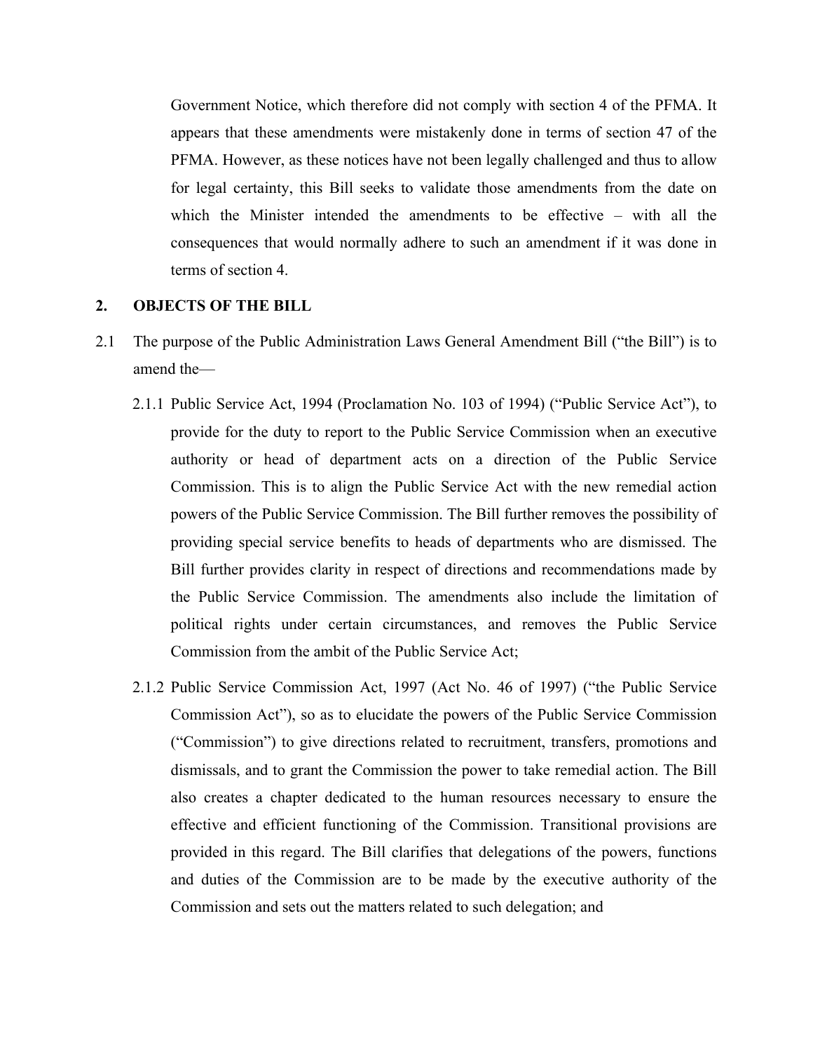Government Notice, which therefore did not comply with section 4 of the PFMA. It appears that these amendments were mistakenly done in terms of section 47 of the PFMA. However, as these notices have not been legally challenged and thus to allow for legal certainty, this Bill seeks to validate those amendments from the date on which the Minister intended the amendments to be effective – with all the consequences that would normally adhere to such an amendment if it was done in terms of section 4.

## 2. OBJECTS OF THE BILL

2.1 The purpose of the Public Administration Laws General Amendment Bill ("the Bill") is to amend the—

2.1.1 Public Service Act, 1994 (Proclamation No. 103 of 1994) ("Public Service Act"), to provide for the duty to report to the Public Service Commission when an executive authority or head of department acts on a direction of the Public Service Commission. This is to align the Public Service Act with the new remedial action powers of the Public Service Commission. The Bill further removes the possibility of providing special service benefits to heads of departments who are dismissed. The Bill further provides clarity in respect of directions and recommendations made by the Public Service Commission. The amendments also include the limitation of political rights under certain circumstances, and removes the Public Service Commission from the ambit of the Public Service Act;

2.1.2 Public Service Commission Act, 1997 (Act No. 46 of 1997) ("the Public Service Commission Act"), so as to elucidate the powers of the Public Service Commission ("Commission") to give directions related to recruitment, transfers, promotions and dismissals, and to grant the Commission the power to take remedial action. The Bill also creates a chapter dedicated to the human resources necessary to ensure the effective and efficient functioning of the Commission. Transitional provisions are provided in this regard. The Bill clarifies that delegations of the powers, functions and duties of the Commission are to be made by the executive authority of the Commission and sets out the matters related to such delegation; and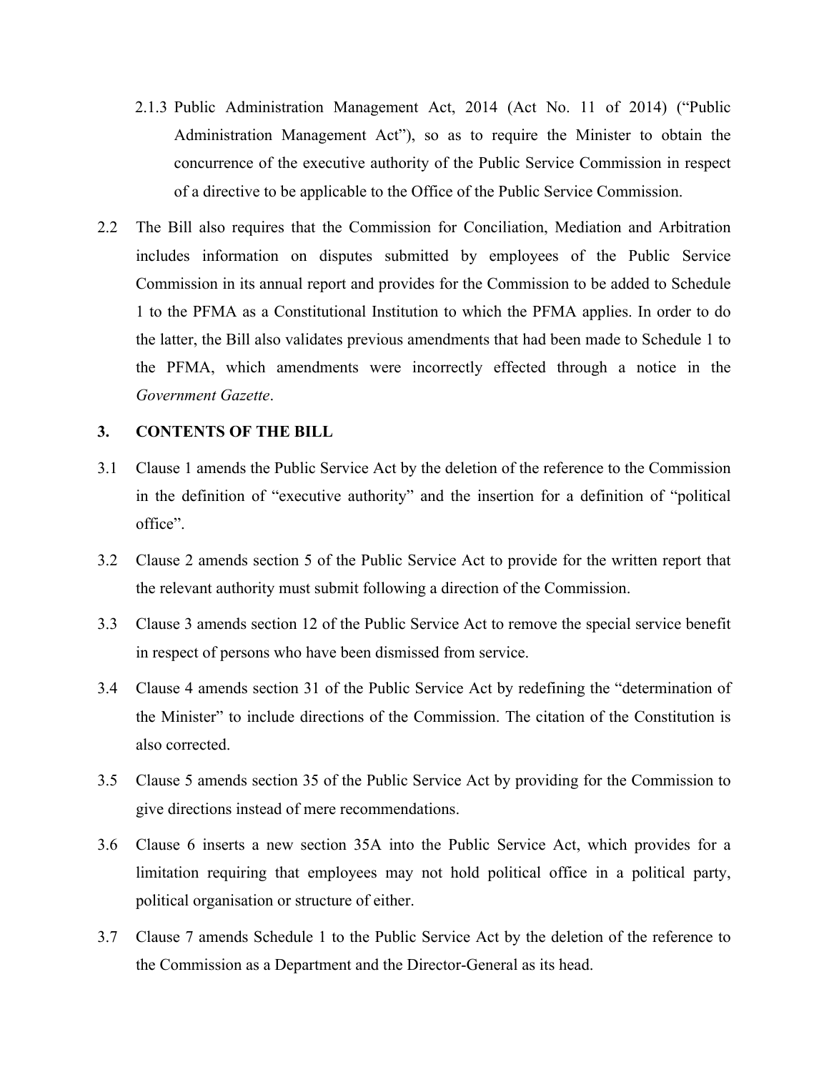2.1.3 Public Administration Management Act, 2014 (Act No. 11 of 2014) ("Public Administration Management Act"), so as to require the Minister to obtain the concurrence of the executive authority of the Public Service Commission in respect of a directive to be applicable to the Office of the Public Service Commission.

2.2 The Bill also requires that the Commission for Conciliation, Mediation and Arbitration includes information on disputes submitted by employees of the Public Service Commission in its annual report and provides for the Commission to be added to Schedule 1 to the PFMA as a Constitutional Institution to which the PFMA applies. In order to do the latter, the Bill also validates previous amendments that had been made to Schedule 1 to the PFMA, which amendments were incorrectly effected through a notice in the *Government Gazette*.

## 3. CONTENTS OF THE BILL

3.1 Clause 1 amends the Public Service Act by the deletion of the reference to the Commission in the definition of "executive authority" and the insertion for a definition of "political office".

3.2 Clause 2 amends section 5 of the Public Service Act to provide for the written report that the relevant authority must submit following a direction of the Commission.

3.3 Clause 3 amends section 12 of the Public Service Act to remove the special service benefit in respect of persons who have been dismissed from service.

3.4 Clause 4 amends section 31 of the Public Service Act by redefining the "determination of the Minister" to include directions of the Commission. The citation of the Constitution is also corrected.

3.5 Clause 5 amends section 35 of the Public Service Act by providing for the Commission to give directions instead of mere recommendations.

3.6 Clause 6 inserts a new section 35A into the Public Service Act, which provides for a limitation requiring that employees may not hold political office in a political party, political organisation or structure of either.

3.7 Clause 7 amends Schedule 1 to the Public Service Act by the deletion of the reference to the Commission as a Department and the Director-General as its head.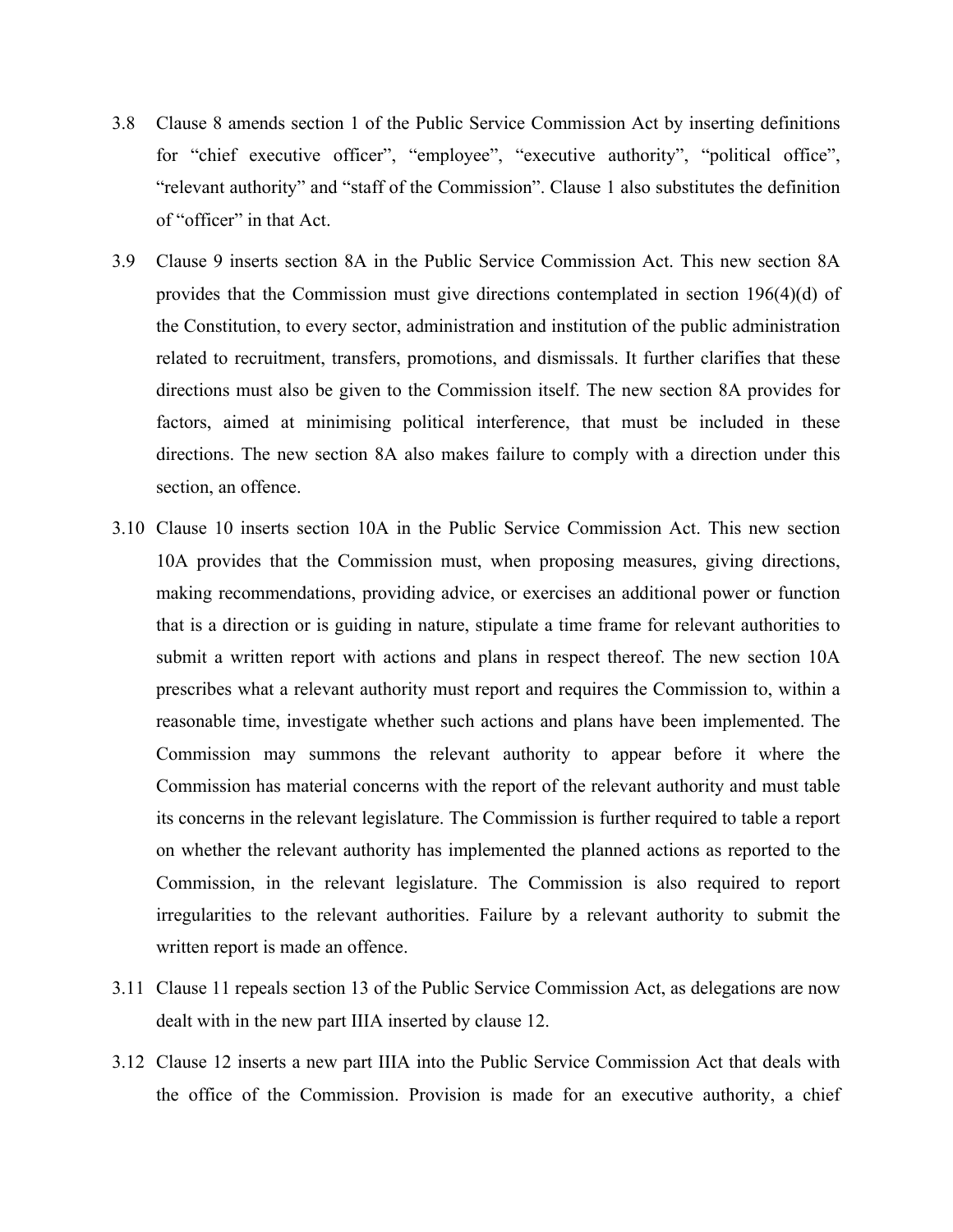3.8 Clause 8 amends section 1 of the Public Service Commission Act by inserting definitions for "chief executive officer", "employee", "executive authority", "political office", "relevant authority" and "staff of the Commission". Clause 1 also substitutes the definition of "officer" in that Act.

3.9 Clause 9 inserts section 8A in the Public Service Commission Act. This new section 8A provides that the Commission must give directions contemplated in section 196(4)(d) of the Constitution, to every sector, administration and institution of the public administration related to recruitment, transfers, promotions, and dismissals. It further clarifies that these directions must also be given to the Commission itself. The new section 8A provides for factors, aimed at minimising political interference, that must be included in these directions. The new section 8A also makes failure to comply with a direction under this section, an offence.

3.10 Clause 10 inserts section 10A in the Public Service Commission Act. This new section 10A provides that the Commission must, when proposing measures, giving directions, making recommendations, providing advice, or exercises an additional power or function that is a direction or is guiding in nature, stipulate a time frame for relevant authorities to submit a written report with actions and plans in respect thereof. The new section 10A prescribes what a relevant authority must report and requires the Commission to, within a reasonable time, investigate whether such actions and plans have been implemented. The Commission may summons the relevant authority to appear before it where the Commission has material concerns with the report of the relevant authority and must table its concerns in the relevant legislature. The Commission is further required to table a report on whether the relevant authority has implemented the planned actions as reported to the Commission, in the relevant legislature. The Commission is also required to report irregularities to the relevant authorities. Failure by a relevant authority to submit the written report is made an offence.

3.11 Clause 11 repeals section 13 of the Public Service Commission Act, as delegations are now dealt with in the new part IIIA inserted by clause 12.

3.12 Clause 12 inserts a new part IIIA into the Public Service Commission Act that deals with the office of the Commission. Provision is made for an executive authority, a chief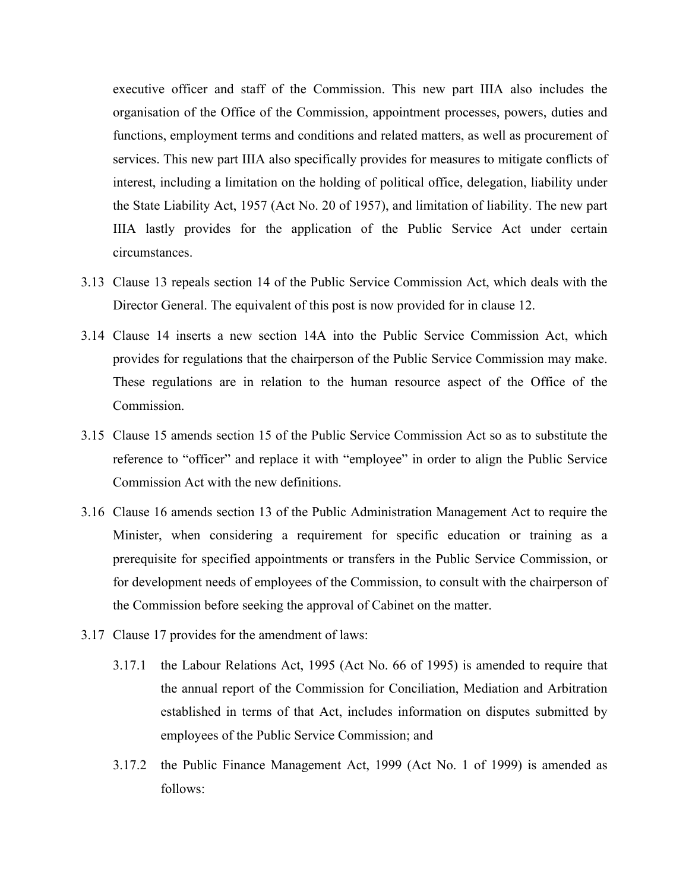executive officer and staff of the Commission. This new part IIIA also includes the organisation of the Office of the Commission, appointment processes, powers, duties and functions, employment terms and conditions and related matters, as well as procurement of services. This new part IIIA also specifically provides for measures to mitigate conflicts of interest, including a limitation on the holding of political office, delegation, liability under the State Liability Act, 1957 (Act No. 20 of 1957), and limitation of liability. The new part IIIA lastly provides for the application of the Public Service Act under certain circumstances.

3.13 Clause 13 repeals section 14 of the Public Service Commission Act, which deals with the Director General. The equivalent of this post is now provided for in clause 12.

3.14 Clause 14 inserts a new section 14A into the Public Service Commission Act, which provides for regulations that the chairperson of the Public Service Commission may make. These regulations are in relation to the human resource aspect of the Office of the Commission.

3.15 Clause 15 amends section 15 of the Public Service Commission Act so as to substitute the reference to "officer" and replace it with "employee" in order to align the Public Service Commission Act with the new definitions.

3.16 Clause 16 amends section 13 of the Public Administration Management Act to require the Minister, when considering a requirement for specific education or training as a prerequisite for specified appointments or transfers in the Public Service Commission, or for development needs of employees of the Commission, to consult with the chairperson of the Commission before seeking the approval of Cabinet on the matter.

3.17 Clause 17 provides for the amendment of laws:

3.17.1 the Labour Relations Act, 1995 (Act No. 66 of 1995) is amended to require that the annual report of the Commission for Conciliation, Mediation and Arbitration established in terms of that Act, includes information on disputes submitted by employees of the Public Service Commission; and

3.17.2 the Public Finance Management Act, 1999 (Act No. 1 of 1999) is amended as follows: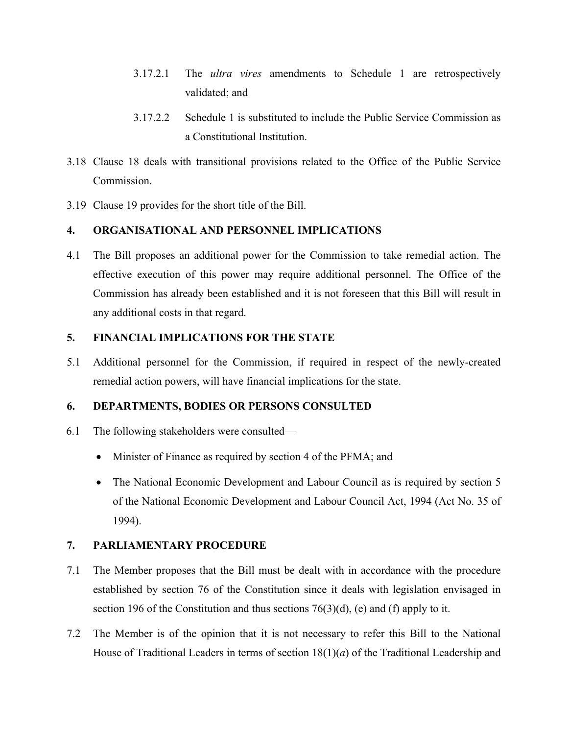3.17.2.1 The *ultra vires* amendments to Schedule 1 are retrospectively validated; and

3.17.2.2 Schedule 1 is substituted to include the Public Service Commission as a Constitutional Institution.

3.18 Clause 18 deals with transitional provisions related to the Office of the Public Service Commission.

3.19 Clause 19 provides for the short title of the Bill.

## 4. ORGANISATIONAL AND PERSONNEL IMPLICATIONS

4.1 The Bill proposes an additional power for the Commission to take remedial action. The effective execution of this power may require additional personnel. The Office of the Commission has already been established and it is not foreseen that this Bill will result in any additional costs in that regard.

## 5. FINANCIAL IMPLICATIONS FOR THE STATE

5.1 Additional personnel for the Commission, if required in respect of the newly-created remedial action powers, will have financial implications for the state.

## 6. DEPARTMENTS, BODIES OR PERSONS CONSULTED

6.1 The following stakeholders were consulted—

- Minister of Finance as required by section 4 of the PFMA; and
- The National Economic Development and Labour Council as is required by section 5 of the National Economic Development and Labour Council Act, 1994 (Act No. 35 of 1994).

## 7. PARLIAMENTARY PROCEDURE

7.1 The Member proposes that the Bill must be dealt with in accordance with the procedure established by section 76 of the Constitution since it deals with legislation envisaged in section 196 of the Constitution and thus sections 76(3)(d), (e) and (f) apply to it.

7.2 The Member is of the opinion that it is not necessary to refer this Bill to the National House of Traditional Leaders in terms of section 18(1)(*a*) of the Traditional Leadership and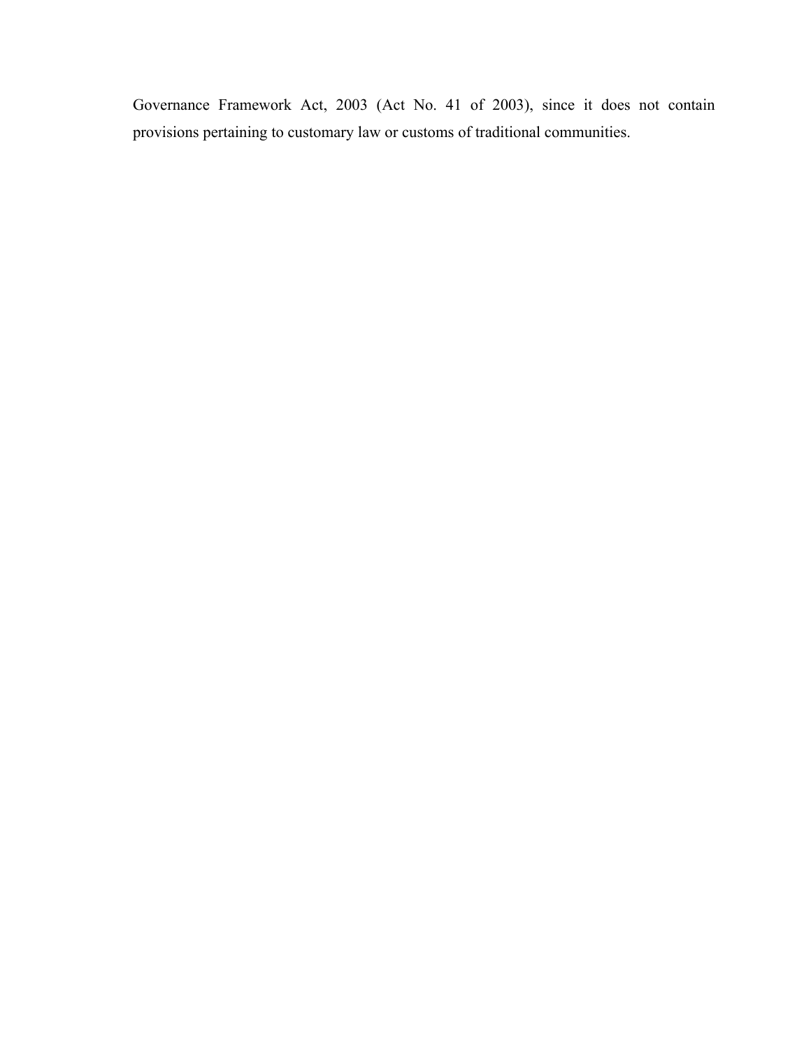Governance Framework Act, 2003 (Act No. 41 of 2003), since it does not contain provisions pertaining to customary law or customs of traditional communities.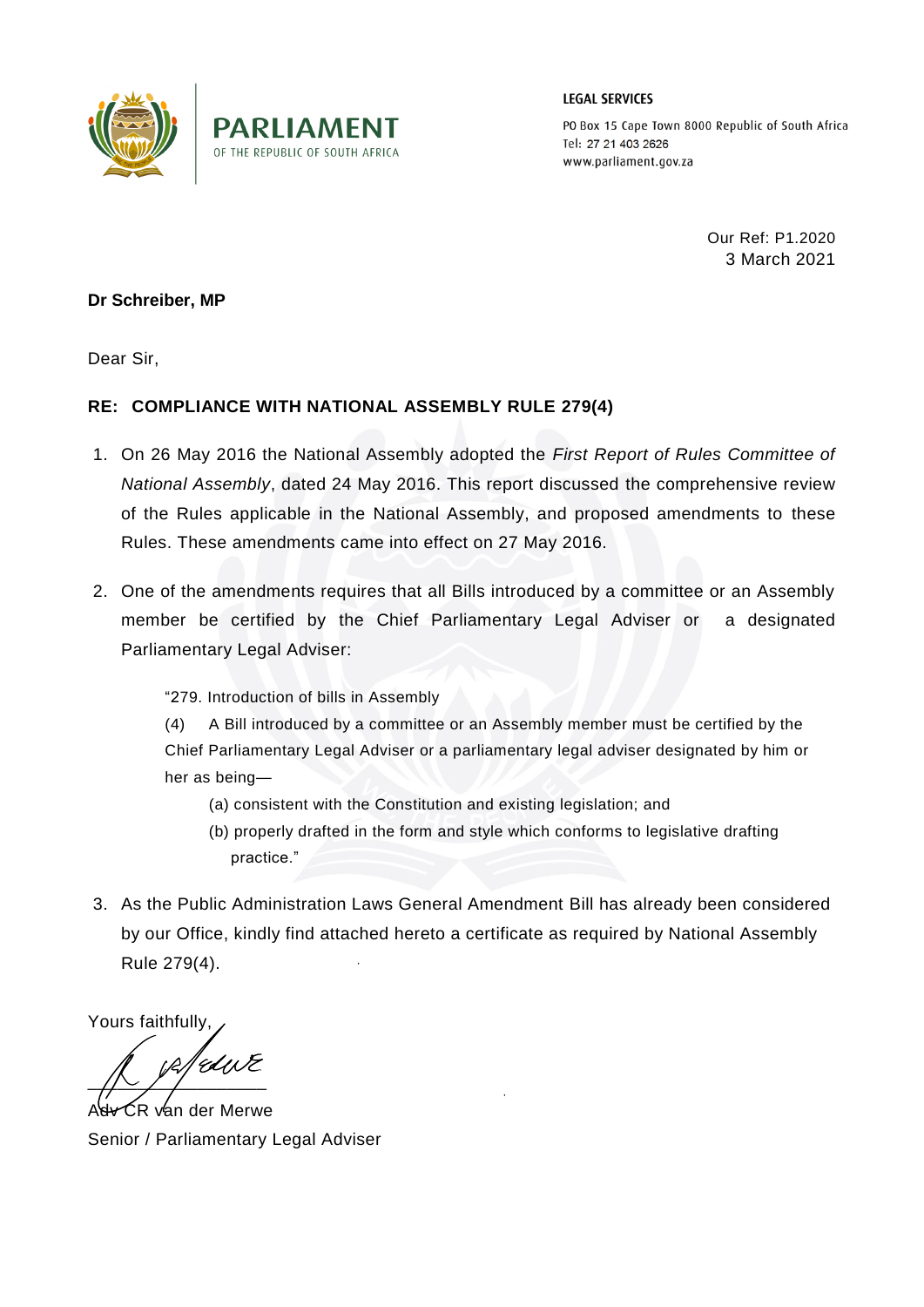**LEGAL SERVICES**

PO Box 15 Cape Town 8000 Republic of South Africa
Tel: 27 21 403 2626
www.parliament.gov.za

**PARLIAMENT**
OF THE REPUBLIC OF SOUTH AFRICA

Our Ref: P1.2020
3 March 2021

**Dr Schreiber, MP**

Dear Sir,

**RE: COMPLIANCE WITH NATIONAL ASSEMBLY RULE 279(4)**

1. On 26 May 2016 the National Assembly adopted the *First Report of Rules Committee of National Assembly*, dated 24 May 2016. This report discussed the comprehensive review of the Rules applicable in the National Assembly, and proposed amendments to these Rules. These amendments came into effect on 27 May 2016.

2. One of the amendments requires that all Bills introduced by a committee or an Assembly member be certified by the Chief Parliamentary Legal Adviser or a designated Parliamentary Legal Adviser:

   "279. Introduction of bills in Assembly

   (4) A Bill introduced by a committee or an Assembly member must be certified by the Chief Parliamentary Legal Adviser or a parliamentary legal adviser designated by him or her as being—

   (a) consistent with the Constitution and existing legislation; and

   (b) properly drafted in the form and style which conforms to legislative drafting practice."

3. As the Public Administration Laws General Amendment Bill has already been considered by our Office, kindly find attached hereto a certificate as required by National Assembly Rule 279(4).

Yours faithfully,

Adv CR van der Merwe
Senior / Parliamentary Legal Adviser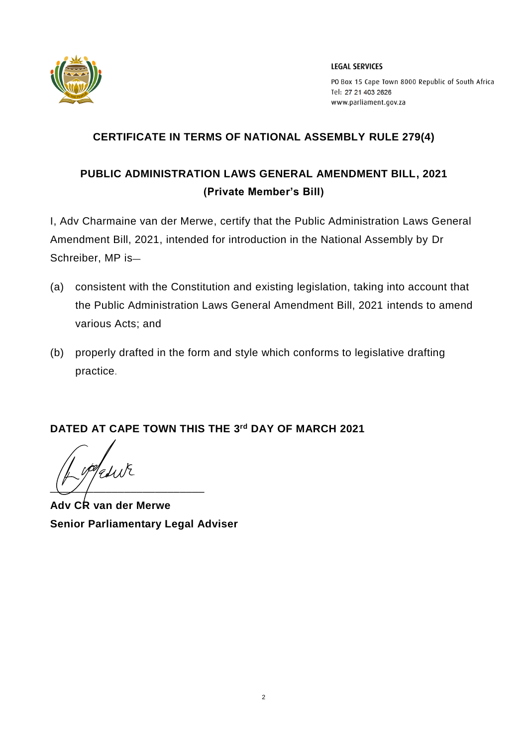**LEGAL SERVICES**

PO Box 15 Cape Town 8000 Republic of South Africa
Tel: 27 21 403 2626
www.parliament.gov.za

## CERTIFICATE IN TERMS OF NATIONAL ASSEMBLY RULE 279(4)

## PUBLIC ADMINISTRATION LAWS GENERAL AMENDMENT BILL, 2021 (Private Member's Bill)

I, Adv Charmaine van der Merwe, certify that the Public Administration Laws General Amendment Bill, 2021, intended for introduction in the National Assembly by Dr Schreiber, MP is—

(a) consistent with the Constitution and existing legislation, taking into account that the Public Administration Laws General Amendment Bill, 2021 intends to amend various Acts; and

(b) properly drafted in the form and style which conforms to legislative drafting practice.

**DATED AT CAPE TOWN THIS THE 3rd DAY OF MARCH 2021**

______________________________

**Adv CR van der Merwe**
**Senior Parliamentary Legal Adviser**